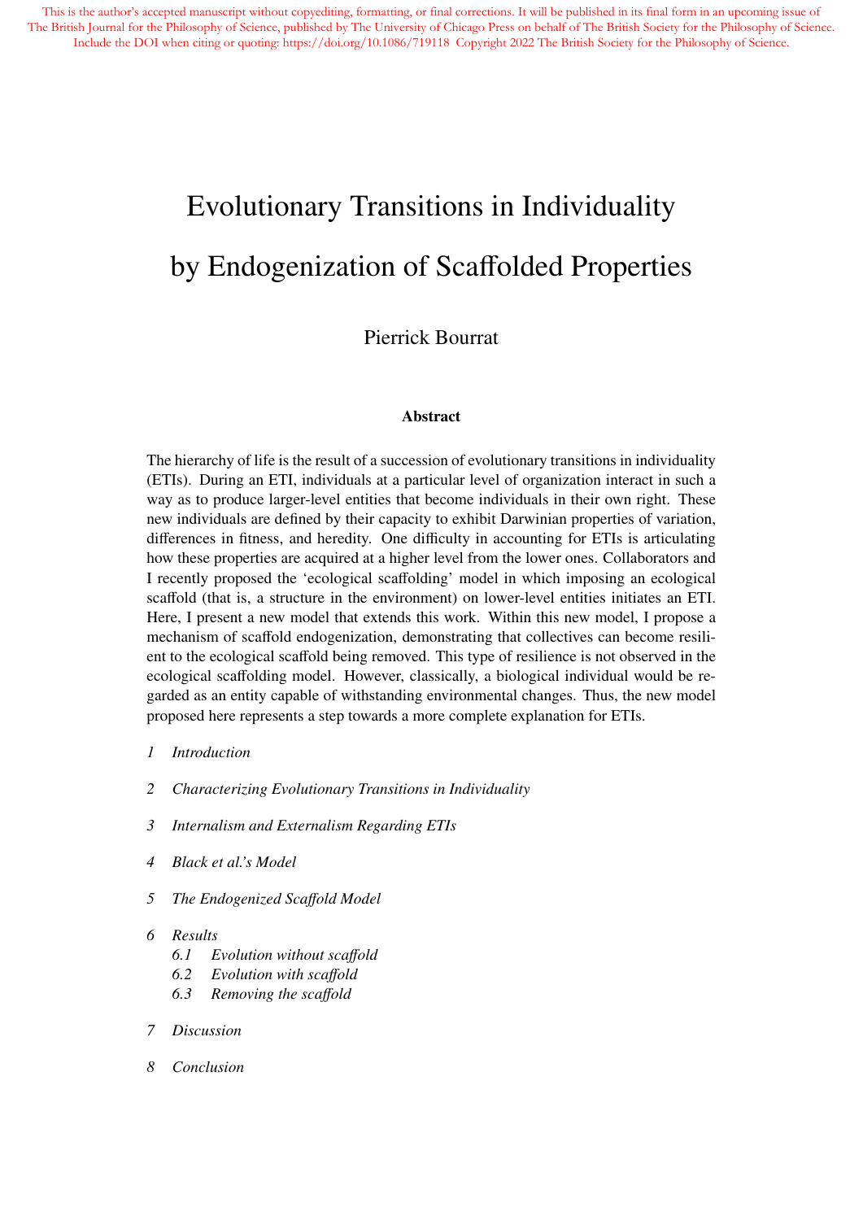This is the author's accepted manuscript without copyediting, formatting, or final corrections. It will be published in its final form in an upcoming issue of The British Journal for the Philosophy of Science, published by The University of Chicago Press on behalf of The British Society for the Philosophy of Science. Include the DOI when citing or quoting: https://doi.org/10.1086/719118 Copyright 2022 The British Society for the Philosophy of Science.

# Evolutionary Transitions in Individuality by Endogenization of Scaffolded Properties

Pierrick Bourrat

## Abstract

The hierarchy of life is the result of a succession of evolutionary transitions in individuality (ETIs). During an ETI, individuals at a particular level of organization interact in such a way as to produce larger-level entities that become individuals in their own right. These new individuals are defined by their capacity to exhibit Darwinian properties of variation, differences in fitness, and heredity. One difficulty in accounting for ETIs is articulating how these properties are acquired at a higher level from the lower ones. Collaborators and I recently proposed the 'ecological scaffolding' model in which imposing an ecological scaffold (that is, a structure in the environment) on lower-level entities initiates an ETI. Here, I present a new model that extends this work. Within this new model, I propose a mechanism of scaffold endogenization, demonstrating that collectives can become resilient to the ecological scaffold being removed. This type of resilience is not observed in the ecological scaffolding model. However, classically, a biological individual would be regarded as an entity capable of withstanding environmental changes. Thus, the new model proposed here represents a step towards a more complete explanation for ETIs.

1. *Introduction*
2. *Characterizing Evolutionary Transitions in Individuality*
3. *Internalism and Externalism Regarding ETIs*
4. *Black et al.'s Model*
5. *The Endogenized Scaffold Model*
6. *Results*
   - 6.1 *Evolution without scaffold*
   - 6.2 *Evolution with scaffold*
   - 6.3 *Removing the scaffold*
7. *Discussion*
8. *Conclusion*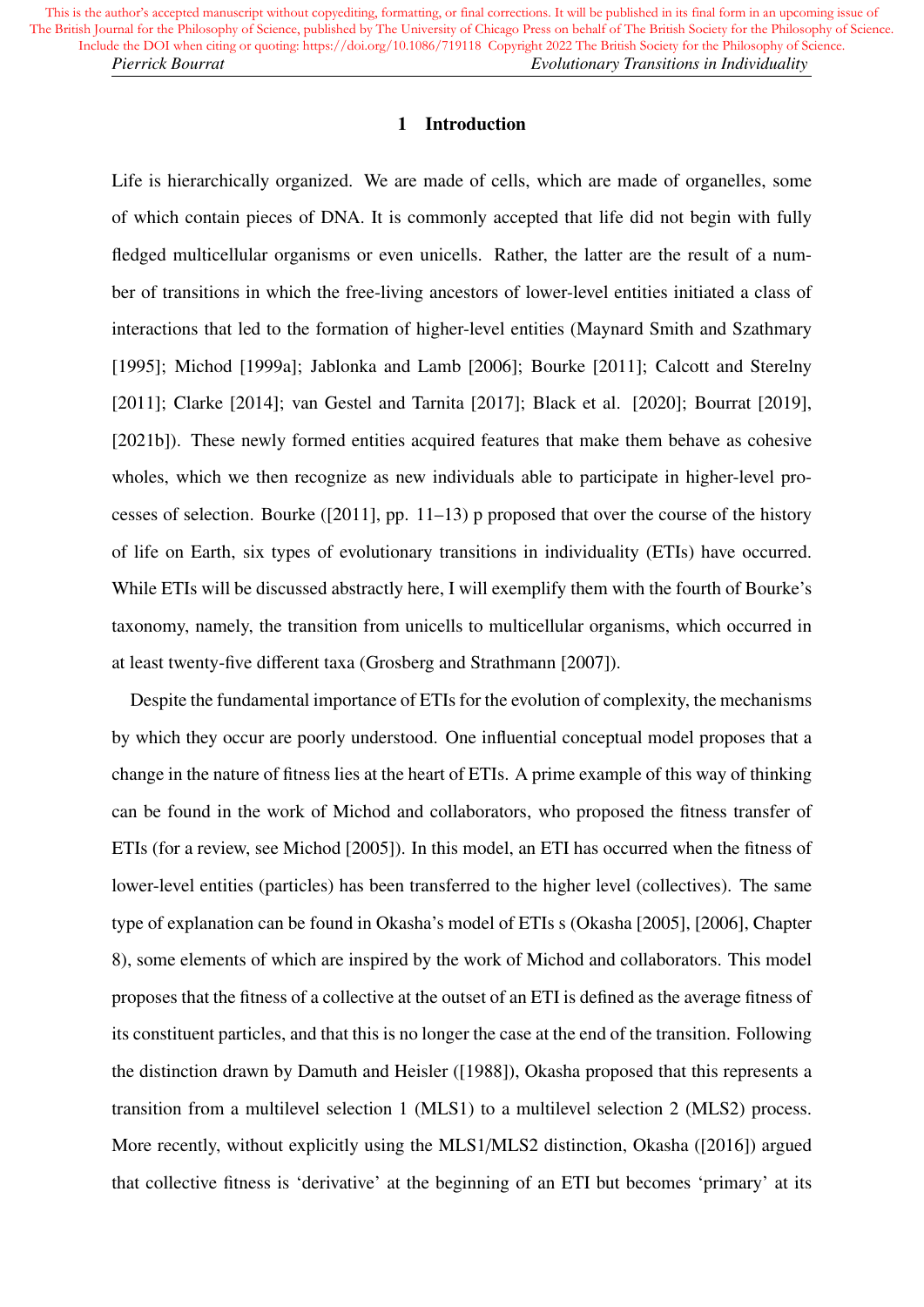# 1 Introduction

Life is hierarchically organized. We are made of cells, which are made of organelles, some of which contain pieces of DNA. It is commonly accepted that life did not begin with fully fledged multicellular organisms or even unicells. Rather, the latter are the result of a number of transitions in which the free-living ancestors of lower-level entities initiated a class of interactions that led to the formation of higher-level entities (Maynard Smith and Szathmary [1995]; Michod [1999a]; Jablonka and Lamb [2006]; Bourke [2011]; Calcott and Sterelny [2011]; Clarke [2014]; van Gestel and Tarnita [2017]; Black et al. [2020]; Bourrat [2019], [2021b]). These newly formed entities acquired features that make them behave as cohesive wholes, which we then recognize as new individuals able to participate in higher-level processes of selection. Bourke ([2011], pp. 11–13) p proposed that over the course of the history of life on Earth, six types of evolutionary transitions in individuality (ETIs) have occurred. While ETIs will be discussed abstractly here, I will exemplify them with the fourth of Bourke's taxonomy, namely, the transition from unicells to multicellular organisms, which occurred in at least twenty-five different taxa (Grosberg and Strathmann [2007]).

Despite the fundamental importance of ETIs for the evolution of complexity, the mechanisms by which they occur are poorly understood. One influential conceptual model proposes that a change in the nature of fitness lies at the heart of ETIs. A prime example of this way of thinking can be found in the work of Michod and collaborators, who proposed the fitness transfer of ETIs (for a review, see Michod [2005]). In this model, an ETI has occurred when the fitness of lower-level entities (particles) has been transferred to the higher level (collectives). The same type of explanation can be found in Okasha's model of ETIs s (Okasha [2005], [2006], Chapter 8), some elements of which are inspired by the work of Michod and collaborators. This model proposes that the fitness of a collective at the outset of an ETI is defined as the average fitness of its constituent particles, and that this is no longer the case at the end of the transition. Following the distinction drawn by Damuth and Heisler ([1988]), Okasha proposed that this represents a transition from a multilevel selection 1 (MLS1) to a multilevel selection 2 (MLS2) process. More recently, without explicitly using the MLS1/MLS2 distinction, Okasha ([2016]) argued that collective fitness is 'derivative' at the beginning of an ETI but becomes 'primary' at its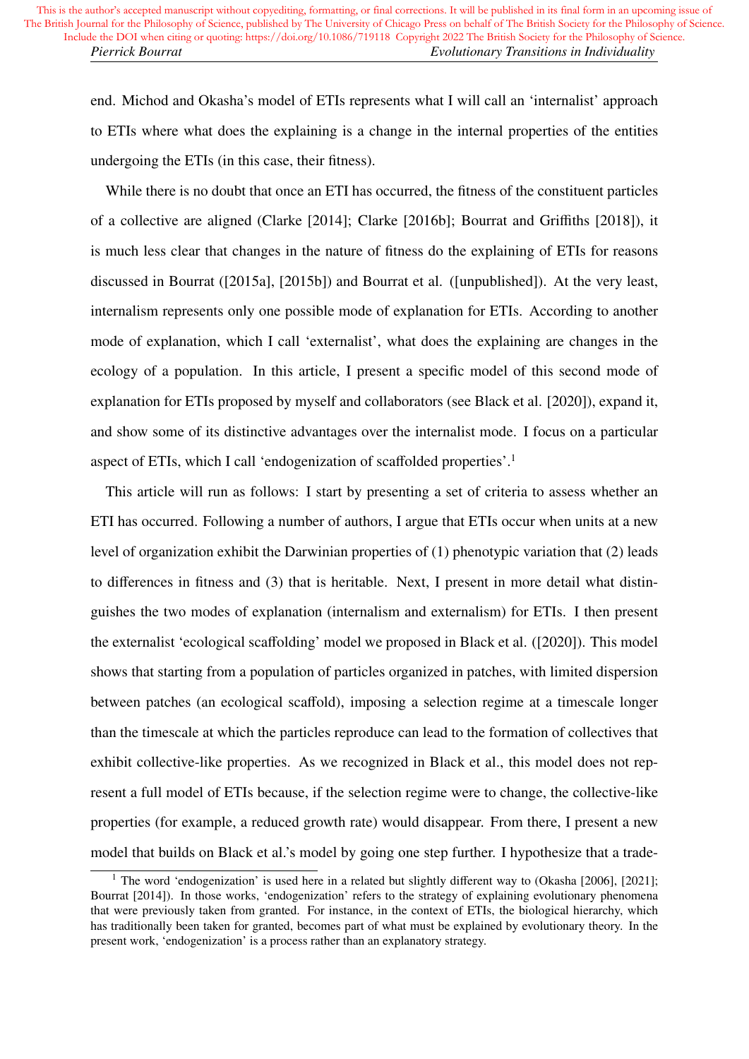end. Michod and Okasha's model of ETIs represents what I will call an 'internalist' approach to ETIs where what does the explaining is a change in the internal properties of the entities undergoing the ETIs (in this case, their fitness).

While there is no doubt that once an ETI has occurred, the fitness of the constituent particles of a collective are aligned (Clarke [2014]; Clarke [2016b]; Bourrat and Griffiths [2018]), it is much less clear that changes in the nature of fitness do the explaining of ETIs for reasons discussed in Bourrat ([2015a], [2015b]) and Bourrat et al. ([unpublished]). At the very least, internalism represents only one possible mode of explanation for ETIs. According to another mode of explanation, which I call 'externalist', what does the explaining are changes in the ecology of a population. In this article, I present a specific model of this second mode of explanation for ETIs proposed by myself and collaborators (see Black et al. [2020]), expand it, and show some of its distinctive advantages over the internalist mode. I focus on a particular aspect of ETIs, which I call 'endogenization of scaffolded properties'.[1]

This article will run as follows: I start by presenting a set of criteria to assess whether an ETI has occurred. Following a number of authors, I argue that ETIs occur when units at a new level of organization exhibit the Darwinian properties of (1) phenotypic variation that (2) leads to differences in fitness and (3) that is heritable. Next, I present in more detail what distinguishes the two modes of explanation (internalism and externalism) for ETIs. I then present the externalist 'ecological scaffolding' model we proposed in Black et al. ([2020]). This model shows that starting from a population of particles organized in patches, with limited dispersion between patches (an ecological scaffold), imposing a selection regime at a timescale longer than the timescale at which the particles reproduce can lead to the formation of collectives that exhibit collective-like properties. As we recognized in Black et al., this model does not represent a full model of ETIs because, if the selection regime were to change, the collective-like properties (for example, a reduced growth rate) would disappear. From there, I present a new model that builds on Black et al.'s model by going one step further. I hypothesize that a trade-

[1] The word 'endogenization' is used here in a related but slightly different way to (Okasha [2006], [2021]; Bourrat [2014]). In those works, 'endogenization' refers to the strategy of explaining evolutionary phenomena that were previously taken from granted. For instance, in the context of ETIs, the biological hierarchy, which has traditionally been taken for granted, becomes part of what must be explained by evolutionary theory. In the present work, 'endogenization' is a process rather than an explanatory strategy.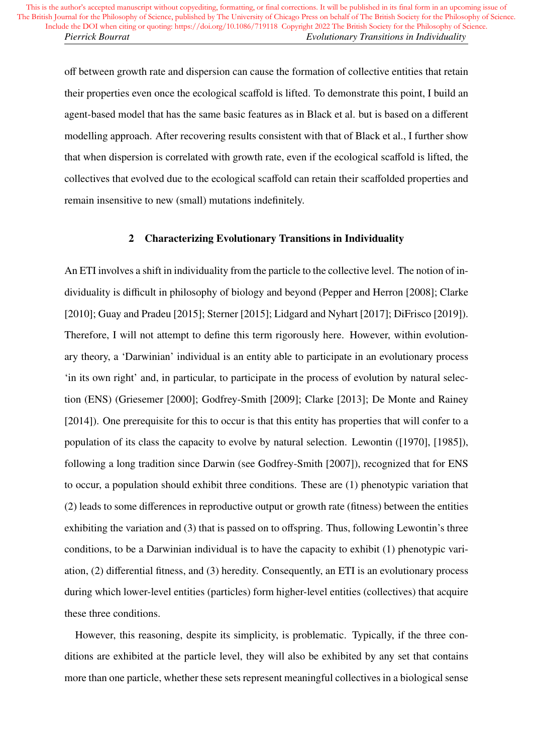off between growth rate and dispersion can cause the formation of collective entities that retain their properties even once the ecological scaffold is lifted. To demonstrate this point, I build an agent-based model that has the same basic features as in Black et al. but is based on a different modelling approach. After recovering results consistent with that of Black et al., I further show that when dispersion is correlated with growth rate, even if the ecological scaffold is lifted, the collectives that evolved due to the ecological scaffold can retain their scaffolded properties and remain insensitive to new (small) mutations indefinitely.

## 2 Characterizing Evolutionary Transitions in Individuality

An ETI involves a shift in individuality from the particle to the collective level. The notion of individuality is difficult in philosophy of biology and beyond (Pepper and Herron [2008]; Clarke [2010]; Guay and Pradeu [2015]; Sterner [2015]; Lidgard and Nyhart [2017]; DiFrisco [2019]). Therefore, I will not attempt to define this term rigorously here. However, within evolutionary theory, a 'Darwinian' individual is an entity able to participate in an evolutionary process 'in its own right' and, in particular, to participate in the process of evolution by natural selection (ENS) (Griesemer [2000]; Godfrey-Smith [2009]; Clarke [2013]; De Monte and Rainey [2014]). One prerequisite for this to occur is that this entity has properties that will confer to a population of its class the capacity to evolve by natural selection. Lewontin ([1970], [1985]), following a long tradition since Darwin (see Godfrey-Smith [2007]), recognized that for ENS to occur, a population should exhibit three conditions. These are (1) phenotypic variation that (2) leads to some differences in reproductive output or growth rate (fitness) between the entities exhibiting the variation and (3) that is passed on to offspring. Thus, following Lewontin's three conditions, to be a Darwinian individual is to have the capacity to exhibit (1) phenotypic variation, (2) differential fitness, and (3) heredity. Consequently, an ETI is an evolutionary process during which lower-level entities (particles) form higher-level entities (collectives) that acquire these three conditions.

However, this reasoning, despite its simplicity, is problematic. Typically, if the three conditions are exhibited at the particle level, they will also be exhibited by any set that contains more than one particle, whether these sets represent meaningful collectives in a biological sense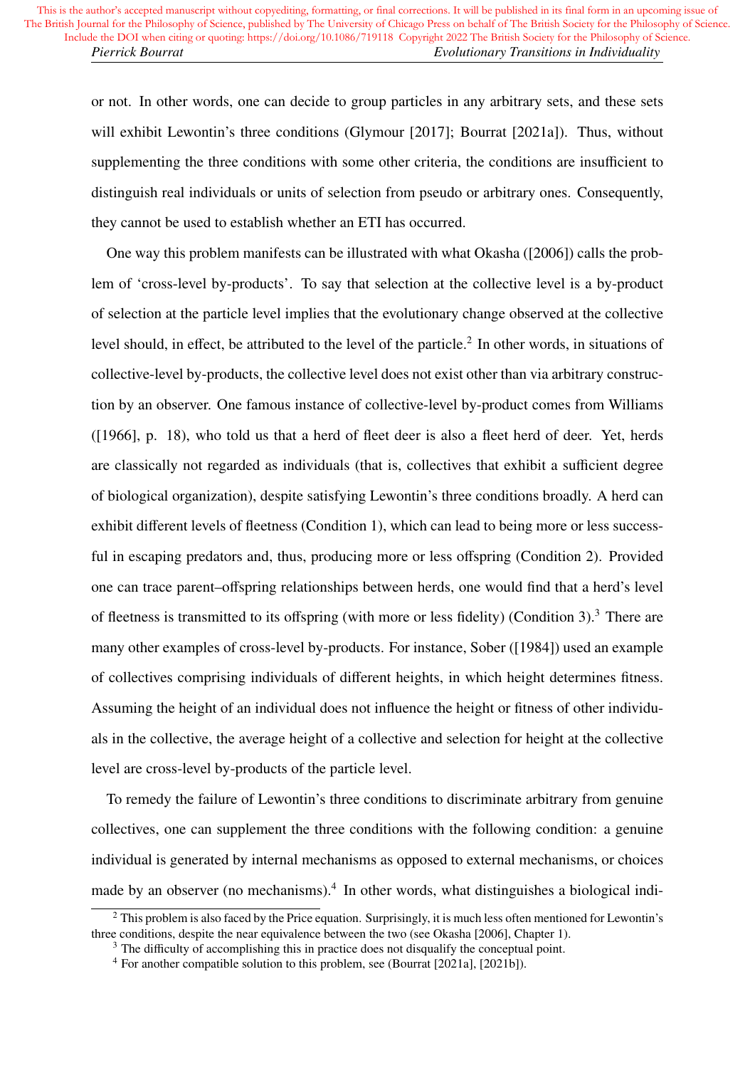or not. In other words, one can decide to group particles in any arbitrary sets, and these sets will exhibit Lewontin's three conditions (Glymour [2017]; Bourrat [2021a]). Thus, without supplementing the three conditions with some other criteria, the conditions are insufficient to distinguish real individuals or units of selection from pseudo or arbitrary ones. Consequently, they cannot be used to establish whether an ETI has occurred.

One way this problem manifests can be illustrated with what Okasha ([2006]) calls the problem of 'cross-level by-products'. To say that selection at the collective level is a by-product of selection at the particle level implies that the evolutionary change observed at the collective level should, in effect, be attributed to the level of the particle.[2] In other words, in situations of collective-level by-products, the collective level does not exist other than via arbitrary construction by an observer. One famous instance of collective-level by-product comes from Williams ([1966], p. 18), who told us that a herd of fleet deer is also a fleet herd of deer. Yet, herds are classically not regarded as individuals (that is, collectives that exhibit a sufficient degree of biological organization), despite satisfying Lewontin's three conditions broadly. A herd can exhibit different levels of fleetness (Condition 1), which can lead to being more or less successful in escaping predators and, thus, producing more or less offspring (Condition 2). Provided one can trace parent–offspring relationships between herds, one would find that a herd's level of fleetness is transmitted to its offspring (with more or less fidelity) (Condition 3).[3] There are many other examples of cross-level by-products. For instance, Sober ([1984]) used an example of collectives comprising individuals of different heights, in which height determines fitness. Assuming the height of an individual does not influence the height or fitness of other individuals in the collective, the average height of a collective and selection for height at the collective level are cross-level by-products of the particle level.

To remedy the failure of Lewontin's three conditions to discriminate arbitrary from genuine collectives, one can supplement the three conditions with the following condition: a genuine individual is generated by internal mechanisms as opposed to external mechanisms, or choices made by an observer (no mechanisms).[4] In other words, what distinguishes a biological indi-

---

[2] This problem is also faced by the Price equation. Surprisingly, it is much less often mentioned for Lewontin's three conditions, despite the near equivalence between the two (see Okasha [2006], Chapter 1).

[3] The difficulty of accomplishing this in practice does not disqualify the conceptual point.

[4] For another compatible solution to this problem, see (Bourrat [2021a], [2021b]).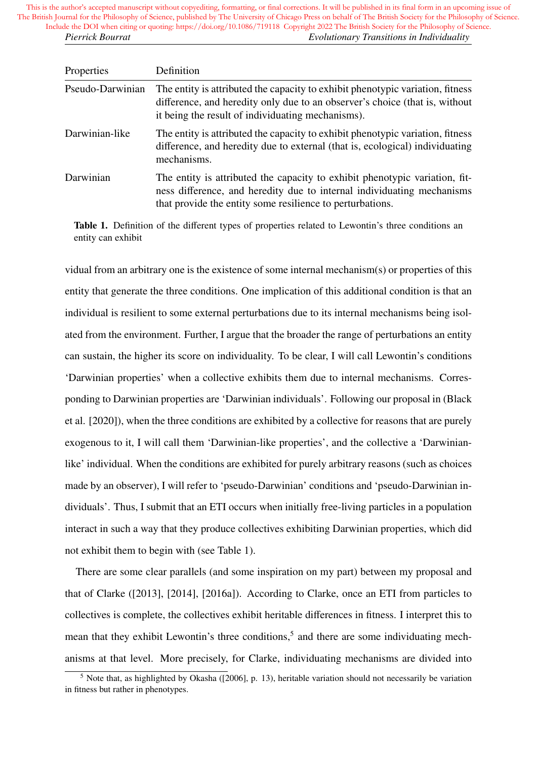| Properties | Definition |
|---|---|
| Pseudo-Darwinian | The entity is attributed the capacity to exhibit phenotypic variation, fitness difference, and heredity only due to an observer's choice (that is, without it being the result of individuating mechanisms). |
| Darwinian-like | The entity is attributed the capacity to exhibit phenotypic variation, fitness difference, and heredity due to external (that is, ecological) individuating mechanisms. |
| Darwinian | The entity is attributed the capacity to exhibit phenotypic variation, fitness difference, and heredity due to internal individuating mechanisms that provide the entity some resilience to perturbations. |

**Table 1.** Definition of the different types of properties related to Lewontin's three conditions an entity can exhibit

vidual from an arbitrary one is the existence of some internal mechanism(s) or properties of this entity that generate the three conditions. One implication of this additional condition is that an individual is resilient to some external perturbations due to its internal mechanisms being isolated from the environment. Further, I argue that the broader the range of perturbations an entity can sustain, the higher its score on individuality. To be clear, I will call Lewontin's conditions 'Darwinian properties' when a collective exhibits them due to internal mechanisms. Corresponding to Darwinian properties are 'Darwinian individuals'. Following our proposal in (Black et al. [2020]), when the three conditions are exhibited by a collective for reasons that are purely exogenous to it, I will call them 'Darwinian-like properties', and the collective a 'Darwinian-like' individual. When the conditions are exhibited for purely arbitrary reasons (such as choices made by an observer), I will refer to 'pseudo-Darwinian' conditions and 'pseudo-Darwinian individuals'. Thus, I submit that an ETI occurs when initially free-living particles in a population interact in such a way that they produce collectives exhibiting Darwinian properties, which did not exhibit them to begin with (see Table 1).

There are some clear parallels (and some inspiration on my part) between my proposal and that of Clarke ([2013], [2014], [2016a]). According to Clarke, once an ETI from particles to collectives is complete, the collectives exhibit heritable differences in fitness. I interpret this to mean that they exhibit Lewontin's three conditions,[5] and there are some individuating mechanisms at that level. More precisely, for Clarke, individuating mechanisms are divided into

[5] Note that, as highlighted by Okasha ([2006], p. 13), heritable variation should not necessarily be variation in fitness but rather in phenotypes.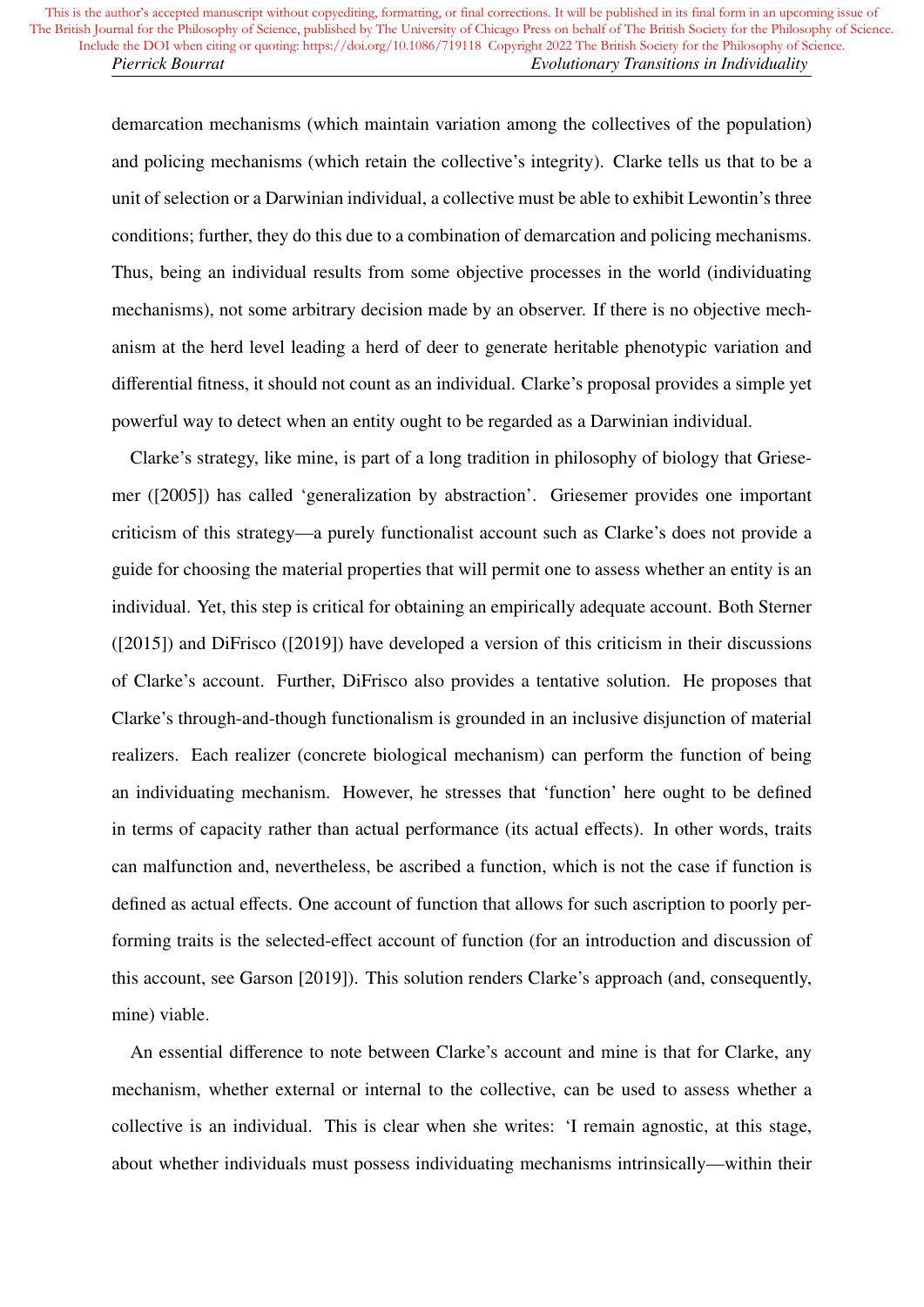demarcation mechanisms (which maintain variation among the collectives of the population) and policing mechanisms (which retain the collective's integrity). Clarke tells us that to be a unit of selection or a Darwinian individual, a collective must be able to exhibit Lewontin's three conditions; further, they do this due to a combination of demarcation and policing mechanisms. Thus, being an individual results from some objective processes in the world (individuating mechanisms), not some arbitrary decision made by an observer. If there is no objective mechanism at the herd level leading a herd of deer to generate heritable phenotypic variation and differential fitness, it should not count as an individual. Clarke's proposal provides a simple yet powerful way to detect when an entity ought to be regarded as a Darwinian individual.

Clarke's strategy, like mine, is part of a long tradition in philosophy of biology that Griesemer ([2005]) has called 'generalization by abstraction'. Griesemer provides one important criticism of this strategy—a purely functionalist account such as Clarke's does not provide a guide for choosing the material properties that will permit one to assess whether an entity is an individual. Yet, this step is critical for obtaining an empirically adequate account. Both Sterner ([2015]) and DiFrisco ([2019]) have developed a version of this criticism in their discussions of Clarke's account. Further, DiFrisco also provides a tentative solution. He proposes that Clarke's through-and-though functionalism is grounded in an inclusive disjunction of material realizers. Each realizer (concrete biological mechanism) can perform the function of being an individuating mechanism. However, he stresses that 'function' here ought to be defined in terms of capacity rather than actual performance (its actual effects). In other words, traits can malfunction and, nevertheless, be ascribed a function, which is not the case if function is defined as actual effects. One account of function that allows for such ascription to poorly performing traits is the selected-effect account of function (for an introduction and discussion of this account, see Garson [2019]). This solution renders Clarke's approach (and, consequently, mine) viable.

An essential difference to note between Clarke's account and mine is that for Clarke, any mechanism, whether external or internal to the collective, can be used to assess whether a collective is an individual. This is clear when she writes: 'I remain agnostic, at this stage, about whether individuals must possess individuating mechanisms intrinsically—within their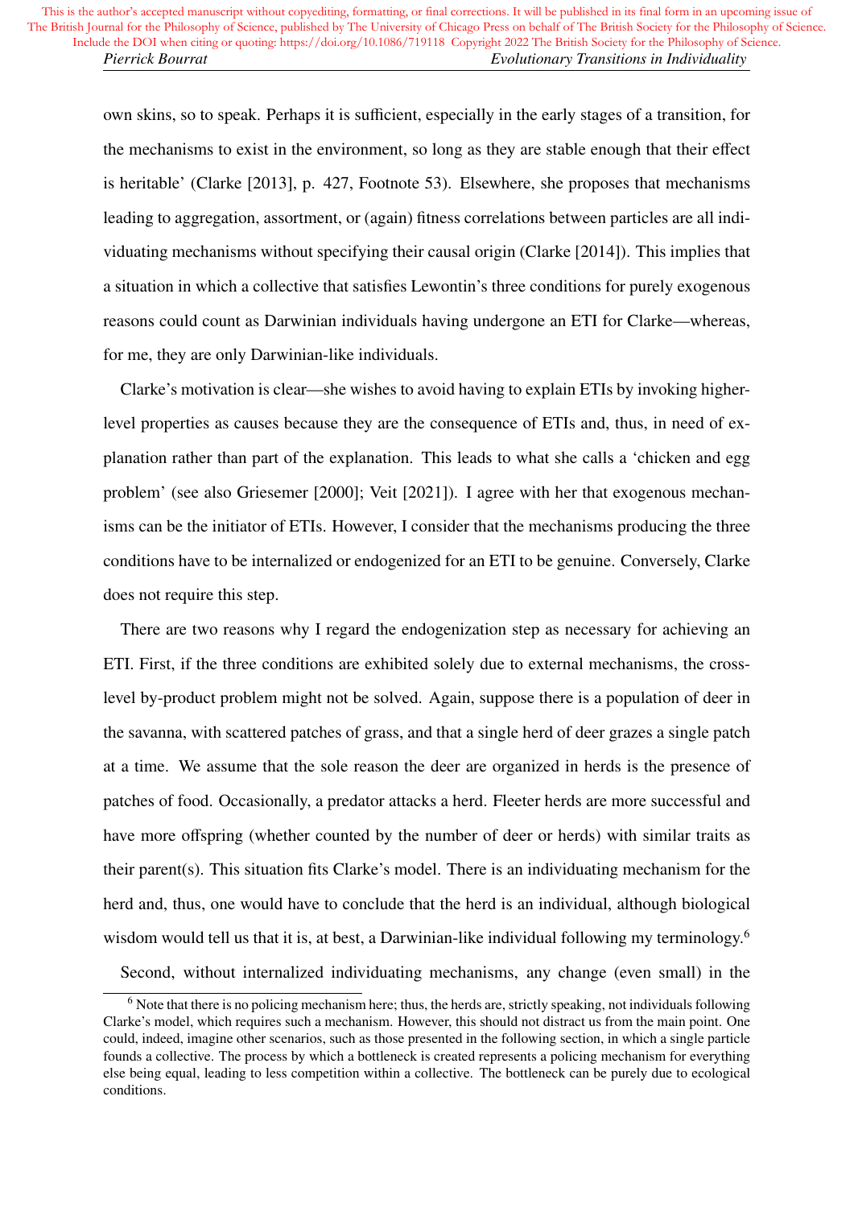own skins, so to speak. Perhaps it is sufficient, especially in the early stages of a transition, for the mechanisms to exist in the environment, so long as they are stable enough that their effect is heritable' (Clarke [2013], p. 427, Footnote 53). Elsewhere, she proposes that mechanisms leading to aggregation, assortment, or (again) fitness correlations between particles are all individuating mechanisms without specifying their causal origin (Clarke [2014]). This implies that a situation in which a collective that satisfies Lewontin's three conditions for purely exogenous reasons could count as Darwinian individuals having undergone an ETI for Clarke—whereas, for me, they are only Darwinian-like individuals.

Clarke's motivation is clear—she wishes to avoid having to explain ETIs by invoking higher-level properties as causes because they are the consequence of ETIs and, thus, in need of explanation rather than part of the explanation. This leads to what she calls a 'chicken and egg problem' (see also Griesemer [2000]; Veit [2021]). I agree with her that exogenous mechanisms can be the initiator of ETIs. However, I consider that the mechanisms producing the three conditions have to be internalized or endogenized for an ETI to be genuine. Conversely, Clarke does not require this step.

There are two reasons why I regard the endogenization step as necessary for achieving an ETI. First, if the three conditions are exhibited solely due to external mechanisms, the cross-level by-product problem might not be solved. Again, suppose there is a population of deer in the savanna, with scattered patches of grass, and that a single herd of deer grazes a single patch at a time. We assume that the sole reason the deer are organized in herds is the presence of patches of food. Occasionally, a predator attacks a herd. Fleeter herds are more successful and have more offspring (whether counted by the number of deer or herds) with similar traits as their parent(s). This situation fits Clarke's model. There is an individuating mechanism for the herd and, thus, one would have to conclude that the herd is an individual, although biological wisdom would tell us that it is, at best, a Darwinian-like individual following my terminology.[6]

Second, without internalized individuating mechanisms, any change (even small) in the

[6] Note that there is no policing mechanism here; thus, the herds are, strictly speaking, not individuals following Clarke's model, which requires such a mechanism. However, this should not distract us from the main point. One could, indeed, imagine other scenarios, such as those presented in the following section, in which a single particle founds a collective. The process by which a bottleneck is created represents a policing mechanism for everything else being equal, leading to less competition within a collective. The bottleneck can be purely due to ecological conditions.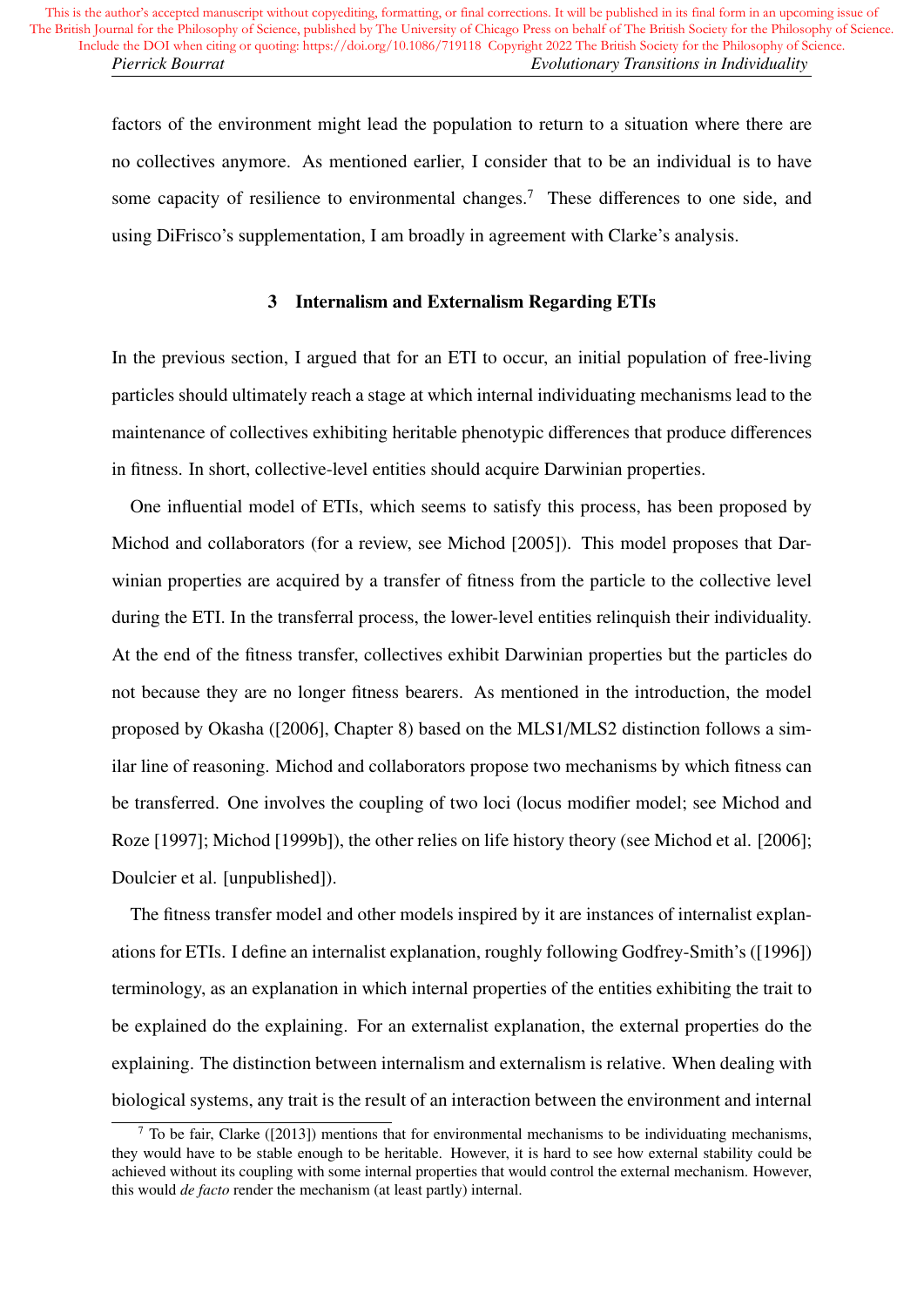factors of the environment might lead the population to return to a situation where there are no collectives anymore. As mentioned earlier, I consider that to be an individual is to have some capacity of resilience to environmental changes.[7] These differences to one side, and using DiFrisco's supplementation, I am broadly in agreement with Clarke's analysis.

## 3 Internalism and Externalism Regarding ETIs

In the previous section, I argued that for an ETI to occur, an initial population of free-living particles should ultimately reach a stage at which internal individuating mechanisms lead to the maintenance of collectives exhibiting heritable phenotypic differences that produce differences in fitness. In short, collective-level entities should acquire Darwinian properties.

One influential model of ETIs, which seems to satisfy this process, has been proposed by Michod and collaborators (for a review, see Michod [2005]). This model proposes that Darwinian properties are acquired by a transfer of fitness from the particle to the collective level during the ETI. In the transferral process, the lower-level entities relinquish their individuality. At the end of the fitness transfer, collectives exhibit Darwinian properties but the particles do not because they are no longer fitness bearers. As mentioned in the introduction, the model proposed by Okasha ([2006], Chapter 8) based on the MLS1/MLS2 distinction follows a similar line of reasoning. Michod and collaborators propose two mechanisms by which fitness can be transferred. One involves the coupling of two loci (locus modifier model; see Michod and Roze [1997]; Michod [1999b]), the other relies on life history theory (see Michod et al. [2006]; Doulcier et al. [unpublished]).

The fitness transfer model and other models inspired by it are instances of internalist explanations for ETIs. I define an internalist explanation, roughly following Godfrey-Smith's ([1996]) terminology, as an explanation in which internal properties of the entities exhibiting the trait to be explained do the explaining. For an externalist explanation, the external properties do the explaining. The distinction between internalism and externalism is relative. When dealing with biological systems, any trait is the result of an interaction between the environment and internal

[7] To be fair, Clarke ([2013]) mentions that for environmental mechanisms to be individuating mechanisms, they would have to be stable enough to be heritable. However, it is hard to see how external stability could be achieved without its coupling with some internal properties that would control the external mechanism. However, this would *de facto* render the mechanism (at least partly) internal.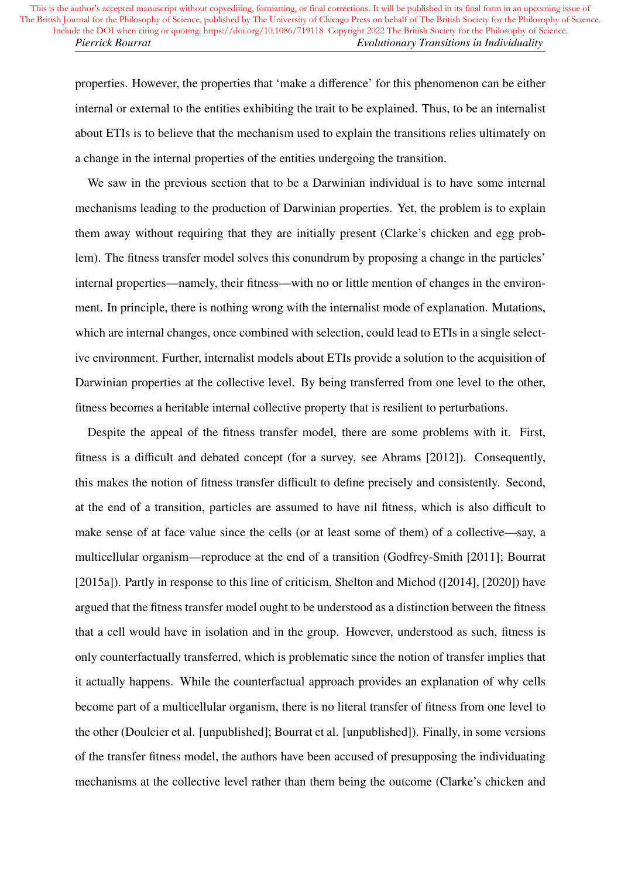properties. However, the properties that 'make a difference' for this phenomenon can be either internal or external to the entities exhibiting the trait to be explained. Thus, to be an internalist about ETIs is to believe that the mechanism used to explain the transitions relies ultimately on a change in the internal properties of the entities undergoing the transition.

We saw in the previous section that to be a Darwinian individual is to have some internal mechanisms leading to the production of Darwinian properties. Yet, the problem is to explain them away without requiring that they are initially present (Clarke's chicken and egg problem). The fitness transfer model solves this conundrum by proposing a change in the particles' internal properties—namely, their fitness—with no or little mention of changes in the environment. In principle, there is nothing wrong with the internalist mode of explanation. Mutations, which are internal changes, once combined with selection, could lead to ETIs in a single selective environment. Further, internalist models about ETIs provide a solution to the acquisition of Darwinian properties at the collective level. By being transferred from one level to the other, fitness becomes a heritable internal collective property that is resilient to perturbations.

Despite the appeal of the fitness transfer model, there are some problems with it. First, fitness is a difficult and debated concept (for a survey, see Abrams [2012]). Consequently, this makes the notion of fitness transfer difficult to define precisely and consistently. Second, at the end of a transition, particles are assumed to have nil fitness, which is also difficult to make sense of at face value since the cells (or at least some of them) of a collective—say, a multicellular organism—reproduce at the end of a transition (Godfrey-Smith [2011]; Bourrat [2015a]). Partly in response to this line of criticism, Shelton and Michod ([2014], [2020]) have argued that the fitness transfer model ought to be understood as a distinction between the fitness that a cell would have in isolation and in the group. However, understood as such, fitness is only counterfactually transferred, which is problematic since the notion of transfer implies that it actually happens. While the counterfactual approach provides an explanation of why cells become part of a multicellular organism, there is no literal transfer of fitness from one level to the other (Doulcier et al. [unpublished]; Bourrat et al. [unpublished]). Finally, in some versions of the transfer fitness model, the authors have been accused of presupposing the individuating mechanisms at the collective level rather than them being the outcome (Clarke's chicken and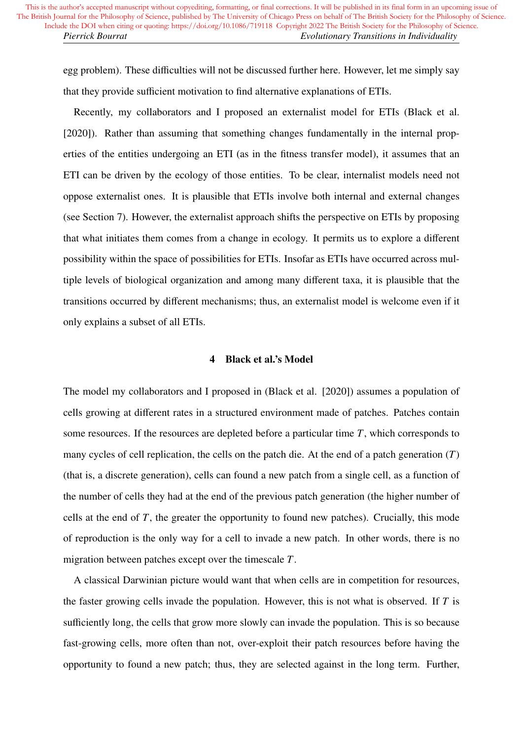egg problem). These difficulties will not be discussed further here. However, let me simply say that they provide sufficient motivation to find alternative explanations of ETIs.

Recently, my collaborators and I proposed an externalist model for ETIs (Black et al. [2020]). Rather than assuming that something changes fundamentally in the internal properties of the entities undergoing an ETI (as in the fitness transfer model), it assumes that an ETI can be driven by the ecology of those entities. To be clear, internalist models need not oppose externalist ones. It is plausible that ETIs involve both internal and external changes (see Section 7). However, the externalist approach shifts the perspective on ETIs by proposing that what initiates them comes from a change in ecology. It permits us to explore a different possibility within the space of possibilities for ETIs. Insofar as ETIs have occurred across multiple levels of biological organization and among many different taxa, it is plausible that the transitions occurred by different mechanisms; thus, an externalist model is welcome even if it only explains a subset of all ETIs.

## 4 Black et al.'s Model

The model my collaborators and I proposed in (Black et al. [2020]) assumes a population of cells growing at different rates in a structured environment made of patches. Patches contain some resources. If the resources are depleted before a particular time $T$, which corresponds to many cycles of cell replication, the cells on the patch die. At the end of a patch generation ($T$) (that is, a discrete generation), cells can found a new patch from a single cell, as a function of the number of cells they had at the end of the previous patch generation (the higher number of cells at the end of $T$, the greater the opportunity to found new patches). Crucially, this mode of reproduction is the only way for a cell to invade a new patch. In other words, there is no migration between patches except over the timescale $T$.

A classical Darwinian picture would want that when cells are in competition for resources, the faster growing cells invade the population. However, this is not what is observed. If $T$ is sufficiently long, the cells that grow more slowly can invade the population. This is so because fast-growing cells, more often than not, over-exploit their patch resources before having the opportunity to found a new patch; thus, they are selected against in the long term. Further,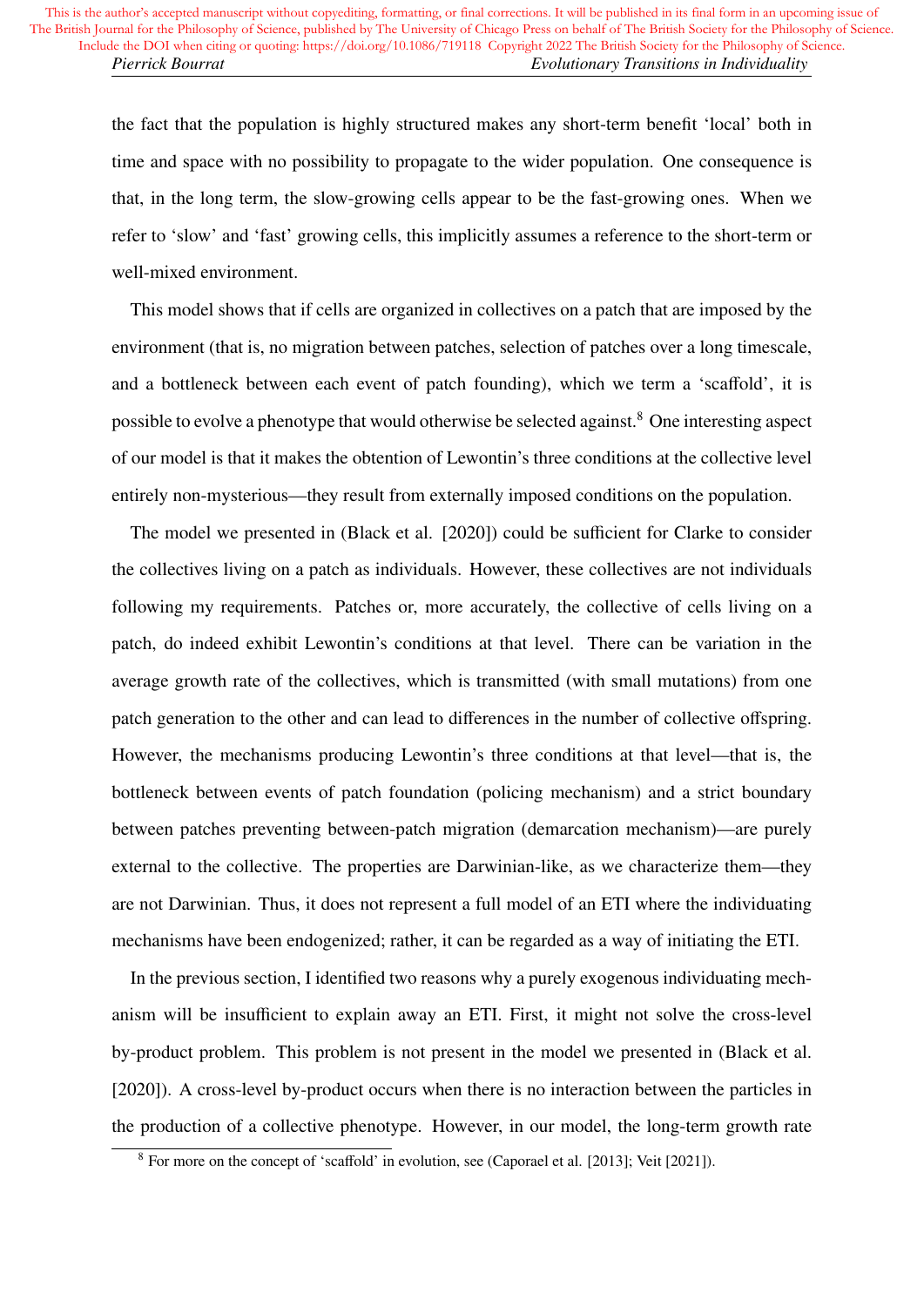the fact that the population is highly structured makes any short-term benefit 'local' both in time and space with no possibility to propagate to the wider population. One consequence is that, in the long term, the slow-growing cells appear to be the fast-growing ones. When we refer to 'slow' and 'fast' growing cells, this implicitly assumes a reference to the short-term or well-mixed environment.

This model shows that if cells are organized in collectives on a patch that are imposed by the environment (that is, no migration between patches, selection of patches over a long timescale, and a bottleneck between each event of patch founding), which we term a 'scaffold', it is possible to evolve a phenotype that would otherwise be selected against.[8] One interesting aspect of our model is that it makes the obtention of Lewontin's three conditions at the collective level entirely non-mysterious—they result from externally imposed conditions on the population.

The model we presented in (Black et al. [2020]) could be sufficient for Clarke to consider the collectives living on a patch as individuals. However, these collectives are not individuals following my requirements. Patches or, more accurately, the collective of cells living on a patch, do indeed exhibit Lewontin's conditions at that level. There can be variation in the average growth rate of the collectives, which is transmitted (with small mutations) from one patch generation to the other and can lead to differences in the number of collective offspring. However, the mechanisms producing Lewontin's three conditions at that level—that is, the bottleneck between events of patch foundation (policing mechanism) and a strict boundary between patches preventing between-patch migration (demarcation mechanism)—are purely external to the collective. The properties are Darwinian-like, as we characterize them—they are not Darwinian. Thus, it does not represent a full model of an ETI where the individuating mechanisms have been endogenized; rather, it can be regarded as a way of initiating the ETI.

In the previous section, I identified two reasons why a purely exogenous individuating mechanism will be insufficient to explain away an ETI. First, it might not solve the cross-level by-product problem. This problem is not present in the model we presented in (Black et al. [2020]). A cross-level by-product occurs when there is no interaction between the particles in the production of a collective phenotype. However, in our model, the long-term growth rate

[8] For more on the concept of 'scaffold' in evolution, see (Caporael et al. [2013]; Veit [2021]).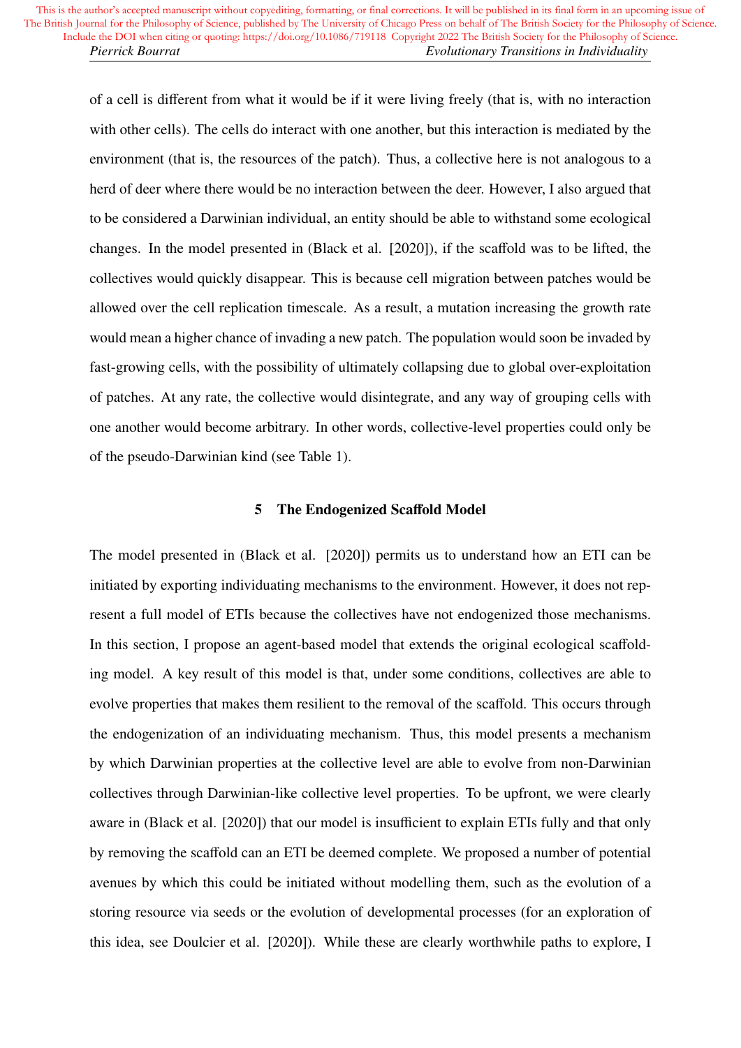of a cell is different from what it would be if it were living freely (that is, with no interaction with other cells). The cells do interact with one another, but this interaction is mediated by the environment (that is, the resources of the patch). Thus, a collective here is not analogous to a herd of deer where there would be no interaction between the deer. However, I also argued that to be considered a Darwinian individual, an entity should be able to withstand some ecological changes. In the model presented in (Black et al. [2020]), if the scaffold was to be lifted, the collectives would quickly disappear. This is because cell migration between patches would be allowed over the cell replication timescale. As a result, a mutation increasing the growth rate would mean a higher chance of invading a new patch. The population would soon be invaded by fast-growing cells, with the possibility of ultimately collapsing due to global over-exploitation of patches. At any rate, the collective would disintegrate, and any way of grouping cells with one another would become arbitrary. In other words, collective-level properties could only be of the pseudo-Darwinian kind (see Table 1).

## 5 The Endogenized Scaffold Model

The model presented in (Black et al. [2020]) permits us to understand how an ETI can be initiated by exporting individuating mechanisms to the environment. However, it does not represent a full model of ETIs because the collectives have not endogenized those mechanisms. In this section, I propose an agent-based model that extends the original ecological scaffolding model. A key result of this model is that, under some conditions, collectives are able to evolve properties that makes them resilient to the removal of the scaffold. This occurs through the endogenization of an individuating mechanism. Thus, this model presents a mechanism by which Darwinian properties at the collective level are able to evolve from non-Darwinian collectives through Darwinian-like collective level properties. To be upfront, we were clearly aware in (Black et al. [2020]) that our model is insufficient to explain ETIs fully and that only by removing the scaffold can an ETI be deemed complete. We proposed a number of potential avenues by which this could be initiated without modelling them, such as the evolution of a storing resource via seeds or the evolution of developmental processes (for an exploration of this idea, see Doulcier et al. [2020]). While these are clearly worthwhile paths to explore, I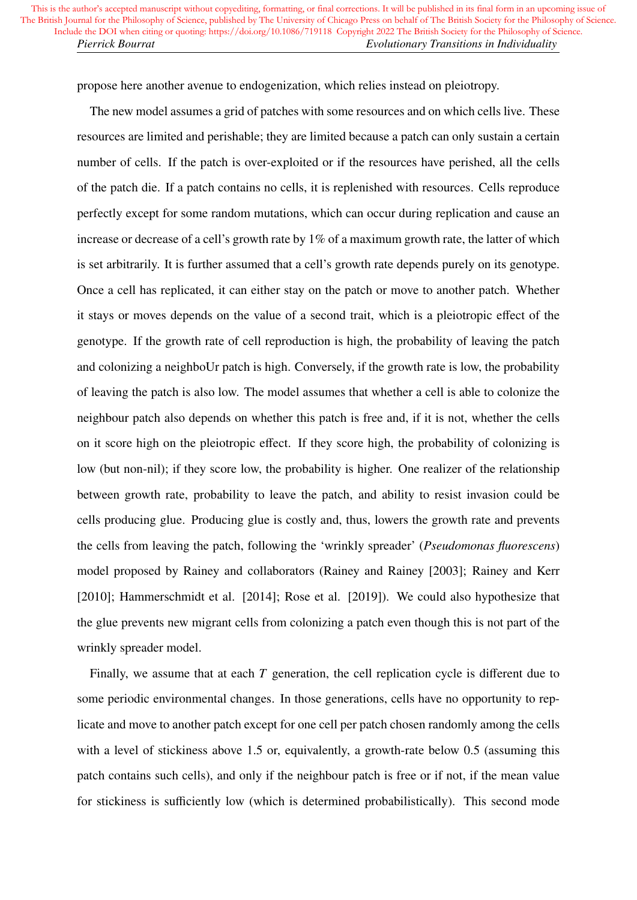propose here another avenue to endogenization, which relies instead on pleiotropy.

The new model assumes a grid of patches with some resources and on which cells live. These resources are limited and perishable; they are limited because a patch can only sustain a certain number of cells. If the patch is over-exploited or if the resources have perished, all the cells of the patch die. If a patch contains no cells, it is replenished with resources. Cells reproduce perfectly except for some random mutations, which can occur during replication and cause an increase or decrease of a cell's growth rate by 1% of a maximum growth rate, the latter of which is set arbitrarily. It is further assumed that a cell's growth rate depends purely on its genotype. Once a cell has replicated, it can either stay on the patch or move to another patch. Whether it stays or moves depends on the value of a second trait, which is a pleiotropic effect of the genotype. If the growth rate of cell reproduction is high, the probability of leaving the patch and colonizing a neighboUr patch is high. Conversely, if the growth rate is low, the probability of leaving the patch is also low. The model assumes that whether a cell is able to colonize the neighbour patch also depends on whether this patch is free and, if it is not, whether the cells on it score high on the pleiotropic effect. If they score high, the probability of colonizing is low (but non-nil); if they score low, the probability is higher. One realizer of the relationship between growth rate, probability to leave the patch, and ability to resist invasion could be cells producing glue. Producing glue is costly and, thus, lowers the growth rate and prevents the cells from leaving the patch, following the 'wrinkly spreader' (*Pseudomonas fluorescens*) model proposed by Rainey and collaborators (Rainey and Rainey [2003]; Rainey and Kerr [2010]; Hammerschmidt et al. [2014]; Rose et al. [2019]). We could also hypothesize that the glue prevents new migrant cells from colonizing a patch even though this is not part of the wrinkly spreader model.

Finally, we assume that at each $T$ generation, the cell replication cycle is different due to some periodic environmental changes. In those generations, cells have no opportunity to replicate and move to another patch except for one cell per patch chosen randomly among the cells with a level of stickiness above 1.5 or, equivalently, a growth-rate below 0.5 (assuming this patch contains such cells), and only if the neighbour patch is free or if not, if the mean value for stickiness is sufficiently low (which is determined probabilistically). This second mode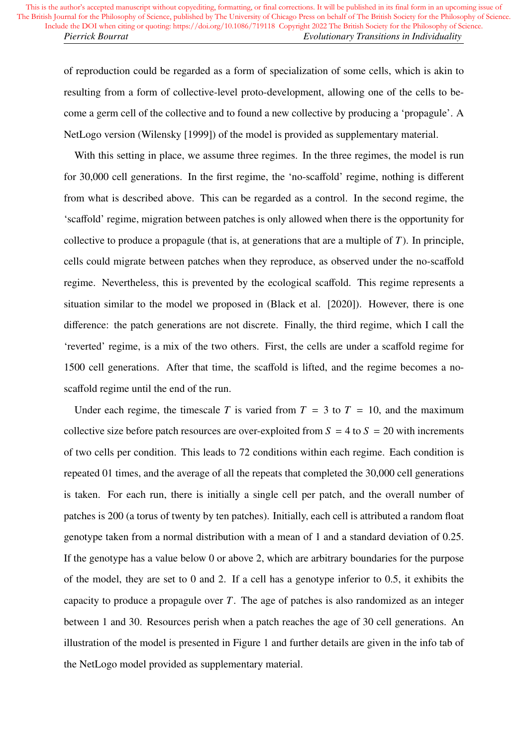of reproduction could be regarded as a form of specialization of some cells, which is akin to resulting from a form of collective-level proto-development, allowing one of the cells to become a germ cell of the collective and to found a new collective by producing a 'propagule'. A NetLogo version (Wilensky [1999]) of the model is provided as supplementary material.

With this setting in place, we assume three regimes. In the three regimes, the model is run for 30,000 cell generations. In the first regime, the 'no-scaffold' regime, nothing is different from what is described above. This can be regarded as a control. In the second regime, the 'scaffold' regime, migration between patches is only allowed when there is the opportunity for collective to produce a propagule (that is, at generations that are a multiple of $T$). In principle, cells could migrate between patches when they reproduce, as observed under the no-scaffold regime. Nevertheless, this is prevented by the ecological scaffold. This regime represents a situation similar to the model we proposed in (Black et al. [2020]). However, there is one difference: the patch generations are not discrete. Finally, the third regime, which I call the 'reverted' regime, is a mix of the two others. First, the cells are under a scaffold regime for 1500 cell generations. After that time, the scaffold is lifted, and the regime becomes a no-scaffold regime until the end of the run.

Under each regime, the timescale $T$ is varied from $T = 3$ to $T = 10$, and the maximum collective size before patch resources are over-exploited from $S = 4$ to $S = 20$ with increments of two cells per condition. This leads to 72 conditions within each regime. Each condition is repeated 01 times, and the average of all the repeats that completed the 30,000 cell generations is taken. For each run, there is initially a single cell per patch, and the overall number of patches is 200 (a torus of twenty by ten patches). Initially, each cell is attributed a random float genotype taken from a normal distribution with a mean of 1 and a standard deviation of 0.25. If the genotype has a value below 0 or above 2, which are arbitrary boundaries for the purpose of the model, they are set to 0 and 2. If a cell has a genotype inferior to 0.5, it exhibits the capacity to produce a propagule over $T$. The age of patches is also randomized as an integer between 1 and 30. Resources perish when a patch reaches the age of 30 cell generations. An illustration of the model is presented in Figure 1 and further details are given in the info tab of the NetLogo model provided as supplementary material.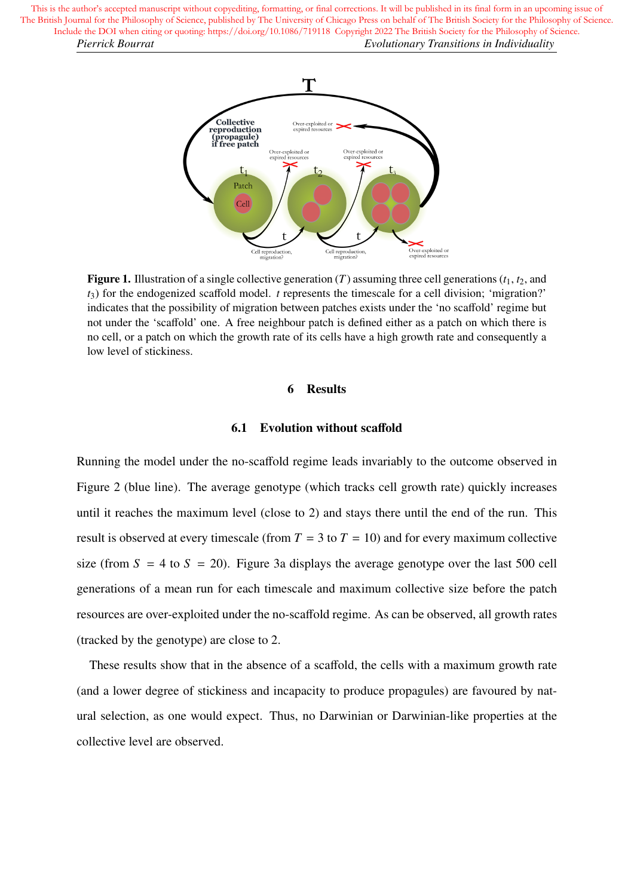**Figure 1.** Illustration of a single collective generation ($T$) assuming three cell generations ($t_1$, $t_2$, and $t_3$) for the endogenized scaffold model. $t$ represents the timescale for a cell division; 'migration?' indicates that the possibility of migration between patches exists under the 'no scaffold' regime but not under the 'scaffold' one. A free neighbour patch is defined either as a patch on which there is no cell, or a patch on which the growth rate of its cells have a high growth rate and consequently a low level of stickiness.

# 6 Results

## 6.1 Evolution without scaffold

Running the model under the no-scaffold regime leads invariably to the outcome observed in Figure 2 (blue line). The average genotype (which tracks cell growth rate) quickly increases until it reaches the maximum level (close to 2) and stays there until the end of the run. This result is observed at every timescale (from $T = 3$ to $T = 10$) and for every maximum collective size (from $S = 4$ to $S = 20$). Figure 3a displays the average genotype over the last 500 cell generations of a mean run for each timescale and maximum collective size before the patch resources are over-exploited under the no-scaffold regime. As can be observed, all growth rates (tracked by the genotype) are close to 2.

These results show that in the absence of a scaffold, the cells with a maximum growth rate (and a lower degree of stickiness and incapacity to produce propagules) are favoured by natural selection, as one would expect. Thus, no Darwinian or Darwinian-like properties at the collective level are observed.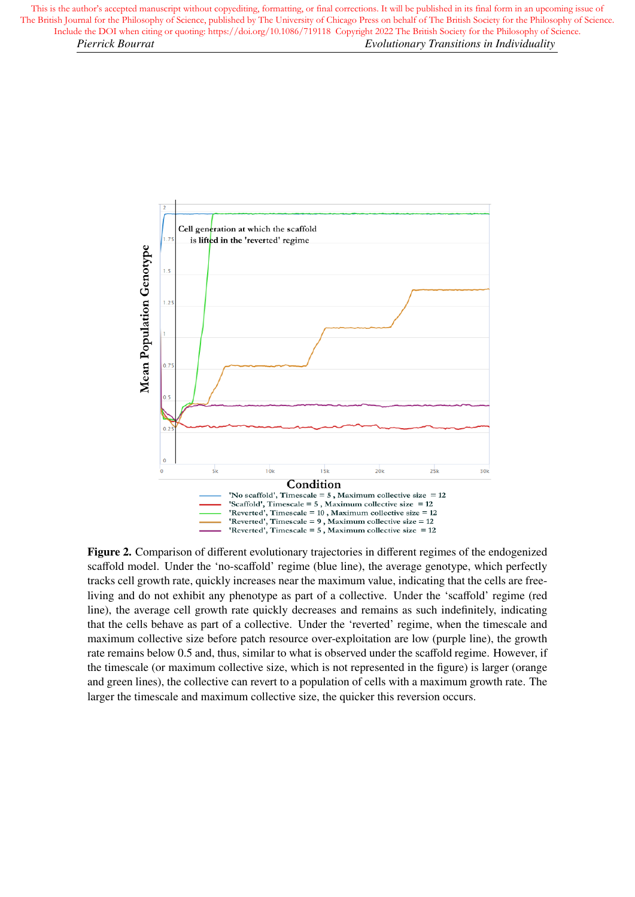**Figure 2.** Comparison of different evolutionary trajectories in different regimes of the endogenized scaffold model. Under the 'no-scaffold' regime (blue line), the average genotype, which perfectly tracks cell growth rate, quickly increases near the maximum value, indicating that the cells are free-living and do not exhibit any phenotype as part of a collective. Under the 'scaffold' regime (red line), the average cell growth rate quickly decreases and remains as such indefinitely, indicating that the cells behave as part of a collective. Under the 'reverted' regime, when the timescale and maximum collective size before patch resource over-exploitation are low (purple line), the growth rate remains below 0.5 and, thus, similar to what is observed under the scaffold regime. However, if the timescale (or maximum collective size, which is not represented in the figure) is larger (orange and green lines), the collective can revert to a population of cells with a maximum growth rate. The larger the timescale and maximum collective size, the quicker this reversion occurs.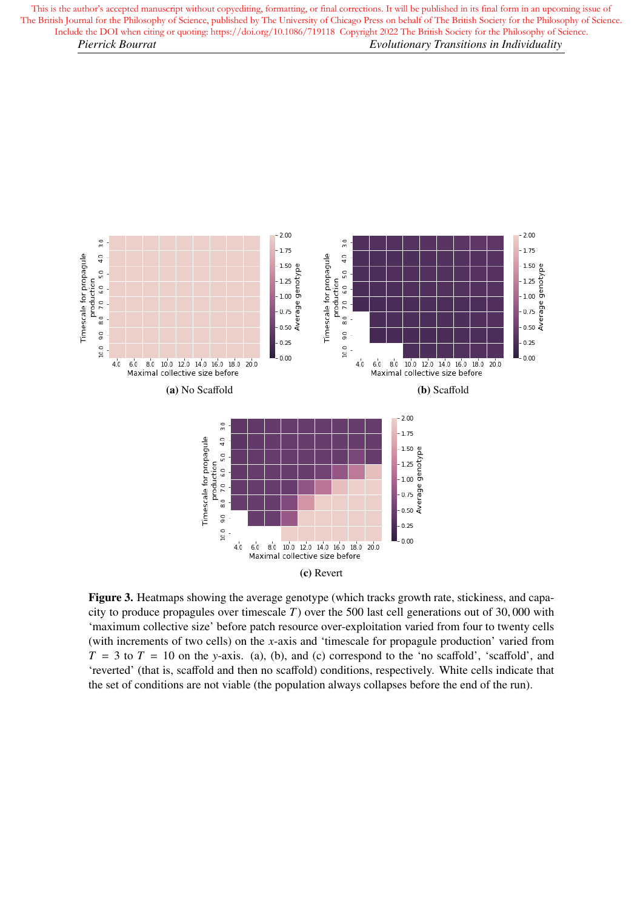(a) No Scaffold

(b) Scaffold

(c) Revert

**Figure 3.** Heatmaps showing the average genotype (which tracks growth rate, stickiness, and capacity to produce propagules over timescale $T$) over the 500 last cell generations out of 30,000 with 'maximum collective size' before patch resource over-exploitation varied from four to twenty cells (with increments of two cells) on the $x$-axis and 'timescale for propagule production' varied from $T = 3$ to $T = 10$ on the $y$-axis. (a), (b), and (c) correspond to the 'no scaffold', 'scaffold', and 'reverted' (that is, scaffold and then no scaffold) conditions, respectively. White cells indicate that the set of conditions are not viable (the population always collapses before the end of the run).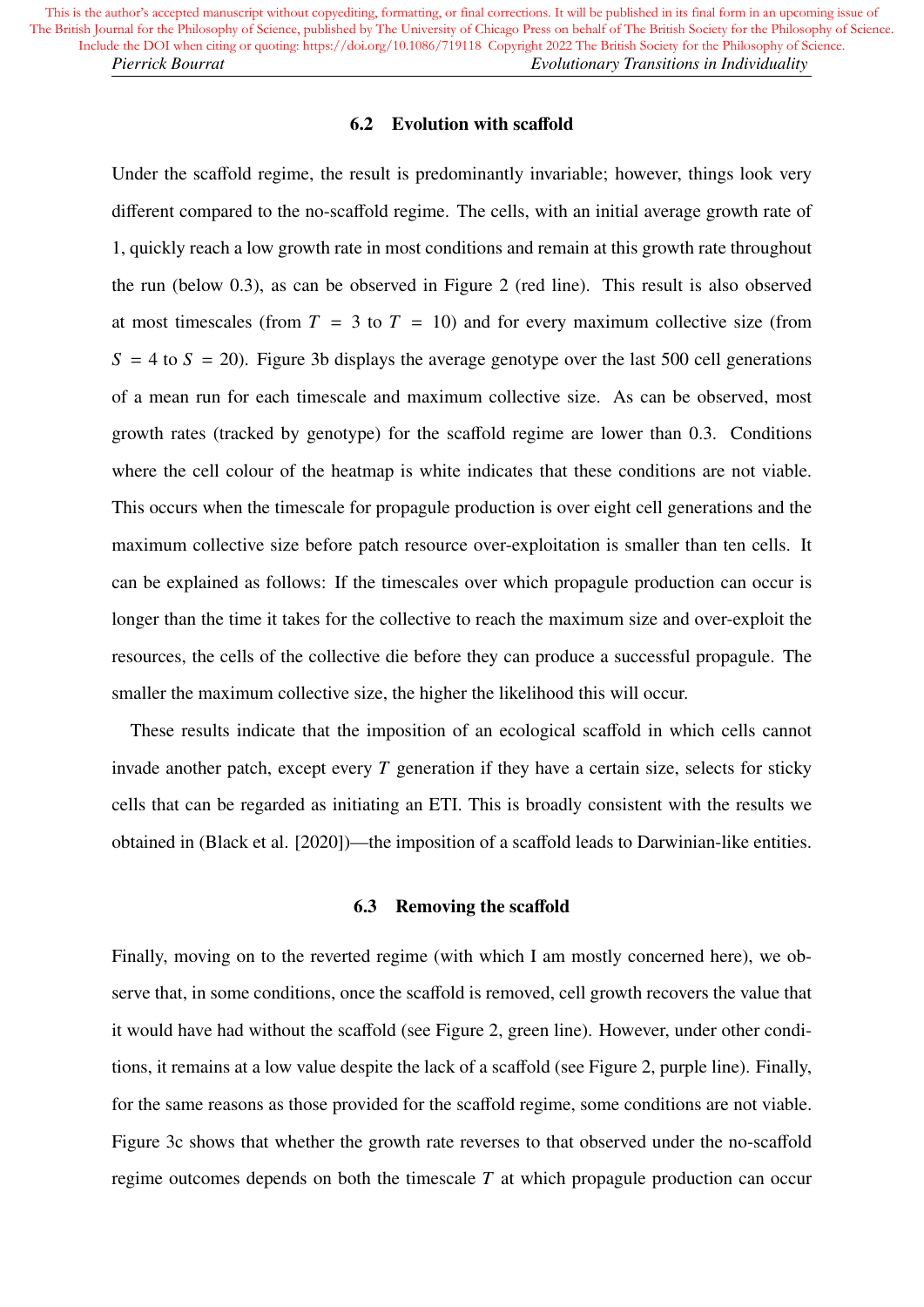### 6.2 Evolution with scaffold

Under the scaffold regime, the result is predominantly invariable; however, things look very different compared to the no-scaffold regime. The cells, with an initial average growth rate of 1, quickly reach a low growth rate in most conditions and remain at this growth rate throughout the run (below 0.3), as can be observed in Figure 2 (red line). This result is also observed at most timescales (from $T = 3$ to $T = 10$) and for every maximum collective size (from $S = 4$ to $S = 20$). Figure 3b displays the average genotype over the last 500 cell generations of a mean run for each timescale and maximum collective size. As can be observed, most growth rates (tracked by genotype) for the scaffold regime are lower than 0.3. Conditions where the cell colour of the heatmap is white indicates that these conditions are not viable. This occurs when the timescale for propagule production is over eight cell generations and the maximum collective size before patch resource over-exploitation is smaller than ten cells. It can be explained as follows: If the timescales over which propagule production can occur is longer than the time it takes for the collective to reach the maximum size and over-exploit the resources, the cells of the collective die before they can produce a successful propagule. The smaller the maximum collective size, the higher the likelihood this will occur.

These results indicate that the imposition of an ecological scaffold in which cells cannot invade another patch, except every $T$ generation if they have a certain size, selects for sticky cells that can be regarded as initiating an ETI. This is broadly consistent with the results we obtained in (Black et al. [2020])—the imposition of a scaffold leads to Darwinian-like entities.

### 6.3 Removing the scaffold

Finally, moving on to the reverted regime (with which I am mostly concerned here), we observe that, in some conditions, once the scaffold is removed, cell growth recovers the value that it would have had without the scaffold (see Figure 2, green line). However, under other conditions, it remains at a low value despite the lack of a scaffold (see Figure 2, purple line). Finally, for the same reasons as those provided for the scaffold regime, some conditions are not viable. Figure 3c shows that whether the growth rate reverses to that observed under the no-scaffold regime outcomes depends on both the timescale $T$ at which propagule production can occur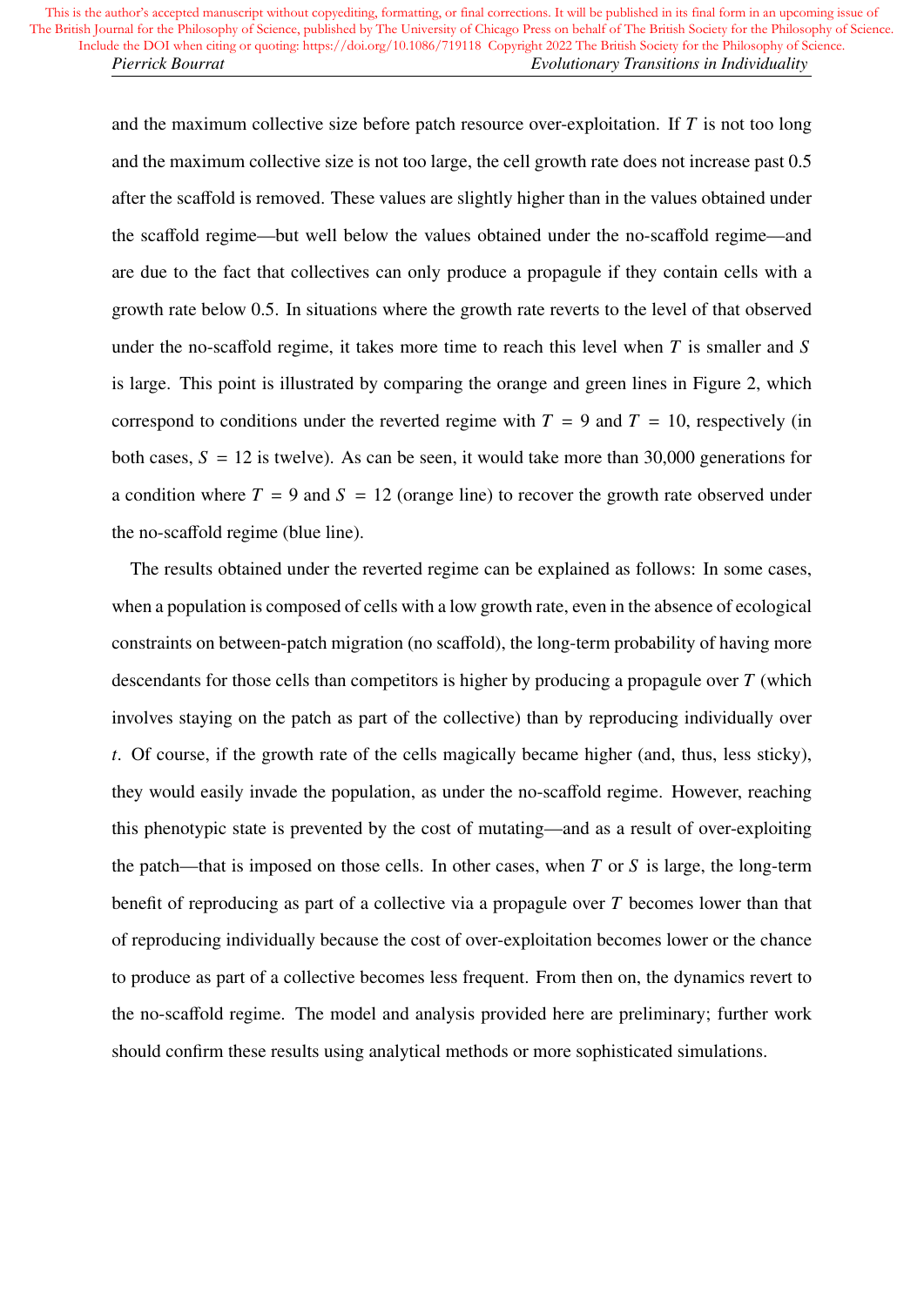and the maximum collective size before patch resource over-exploitation. If $T$ is not too long and the maximum collective size is not too large, the cell growth rate does not increase past 0.5 after the scaffold is removed. These values are slightly higher than in the values obtained under the scaffold regime—but well below the values obtained under the no-scaffold regime—and are due to the fact that collectives can only produce a propagule if they contain cells with a growth rate below 0.5. In situations where the growth rate reverts to the level of that observed under the no-scaffold regime, it takes more time to reach this level when $T$ is smaller and $S$ is large. This point is illustrated by comparing the orange and green lines in Figure 2, which correspond to conditions under the reverted regime with $T = 9$ and $T = 10$, respectively (in both cases, $S = 12$ is twelve). As can be seen, it would take more than 30,000 generations for a condition where $T = 9$ and $S = 12$ (orange line) to recover the growth rate observed under the no-scaffold regime (blue line).

The results obtained under the reverted regime can be explained as follows: In some cases, when a population is composed of cells with a low growth rate, even in the absence of ecological constraints on between-patch migration (no scaffold), the long-term probability of having more descendants for those cells than competitors is higher by producing a propagule over $T$ (which involves staying on the patch as part of the collective) than by reproducing individually over $t$. Of course, if the growth rate of the cells magically became higher (and, thus, less sticky), they would easily invade the population, as under the no-scaffold regime. However, reaching this phenotypic state is prevented by the cost of mutating—and as a result of over-exploiting the patch—that is imposed on those cells. In other cases, when $T$ or $S$ is large, the long-term benefit of reproducing as part of a collective via a propagule over $T$ becomes lower than that of reproducing individually because the cost of over-exploitation becomes lower or the chance to produce as part of a collective becomes less frequent. From then on, the dynamics revert to the no-scaffold regime. The model and analysis provided here are preliminary; further work should confirm these results using analytical methods or more sophisticated simulations.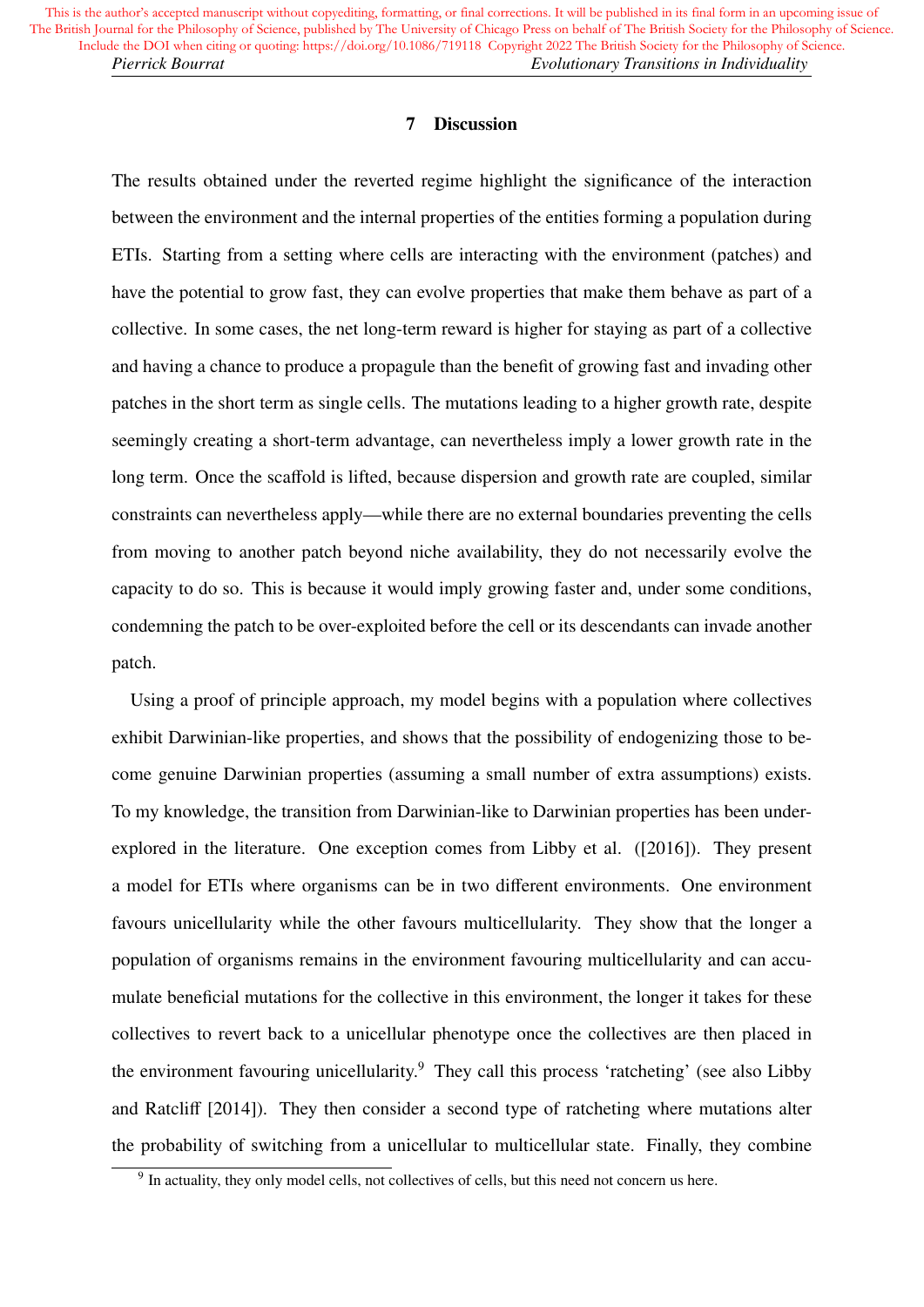## 7 Discussion

The results obtained under the reverted regime highlight the significance of the interaction between the environment and the internal properties of the entities forming a population during ETIs. Starting from a setting where cells are interacting with the environment (patches) and have the potential to grow fast, they can evolve properties that make them behave as part of a collective. In some cases, the net long-term reward is higher for staying as part of a collective and having a chance to produce a propagule than the benefit of growing fast and invading other patches in the short term as single cells. The mutations leading to a higher growth rate, despite seemingly creating a short-term advantage, can nevertheless imply a lower growth rate in the long term. Once the scaffold is lifted, because dispersion and growth rate are coupled, similar constraints can nevertheless apply—while there are no external boundaries preventing the cells from moving to another patch beyond niche availability, they do not necessarily evolve the capacity to do so. This is because it would imply growing faster and, under some conditions, condemning the patch to be over-exploited before the cell or its descendants can invade another patch.

Using a proof of principle approach, my model begins with a population where collectives exhibit Darwinian-like properties, and shows that the possibility of endogenizing those to become genuine Darwinian properties (assuming a small number of extra assumptions) exists. To my knowledge, the transition from Darwinian-like to Darwinian properties has been under-explored in the literature. One exception comes from Libby et al. ([2016]). They present a model for ETIs where organisms can be in two different environments. One environment favours unicellularity while the other favours multicellularity. They show that the longer a population of organisms remains in the environment favouring multicellularity and can accumulate beneficial mutations for the collective in this environment, the longer it takes for these collectives to revert back to a unicellular phenotype once the collectives are then placed in the environment favouring unicellularity.[9] They call this process 'ratcheting' (see also Libby and Ratcliff [2014]). They then consider a second type of ratcheting where mutations alter the probability of switching from a unicellular to multicellular state. Finally, they combine

[9] In actuality, they only model cells, not collectives of cells, but this need not concern us here.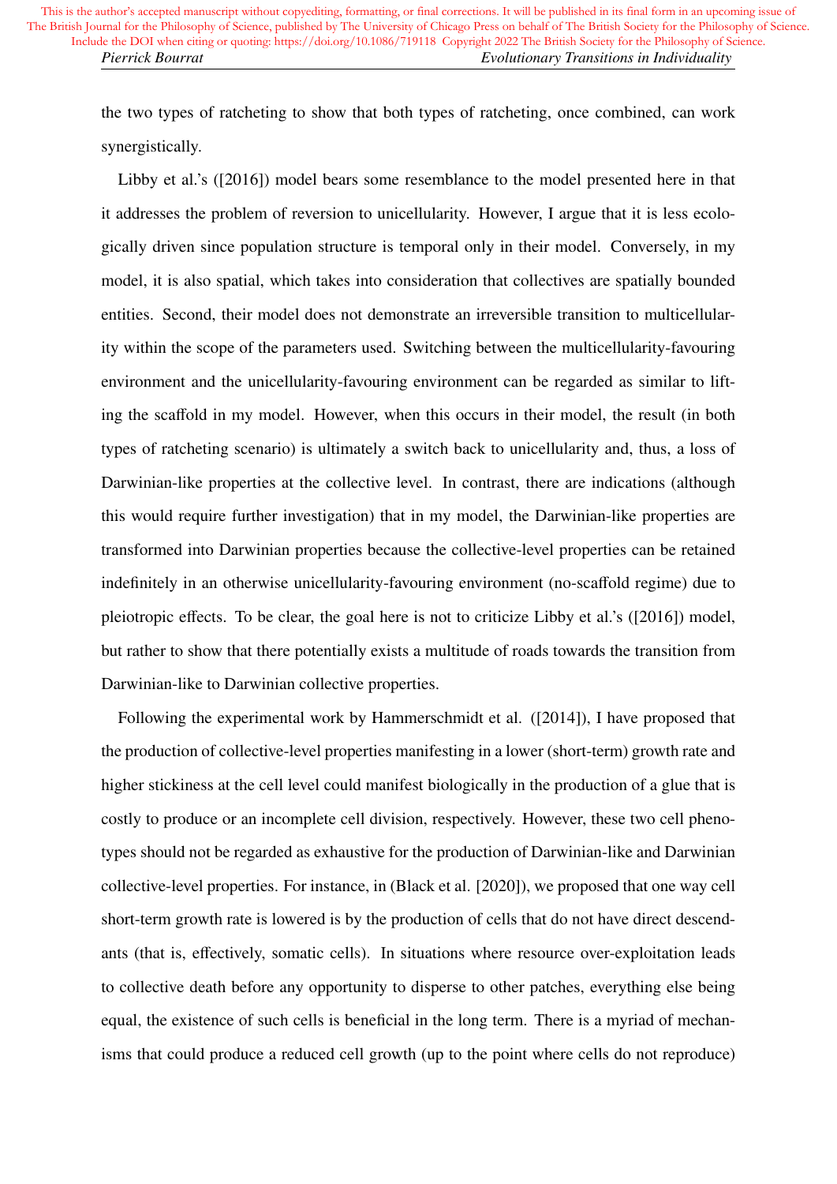the two types of ratcheting to show that both types of ratcheting, once combined, can work synergistically.

Libby et al.'s ([2016]) model bears some resemblance to the model presented here in that it addresses the problem of reversion to unicellularity. However, I argue that it is less ecologically driven since population structure is temporal only in their model. Conversely, in my model, it is also spatial, which takes into consideration that collectives are spatially bounded entities. Second, their model does not demonstrate an irreversible transition to multicellularity within the scope of the parameters used. Switching between the multicellularity-favouring environment and the unicellularity-favouring environment can be regarded as similar to lifting the scaffold in my model. However, when this occurs in their model, the result (in both types of ratcheting scenario) is ultimately a switch back to unicellularity and, thus, a loss of Darwinian-like properties at the collective level. In contrast, there are indications (although this would require further investigation) that in my model, the Darwinian-like properties are transformed into Darwinian properties because the collective-level properties can be retained indefinitely in an otherwise unicellularity-favouring environment (no-scaffold regime) due to pleiotropic effects. To be clear, the goal here is not to criticize Libby et al.'s ([2016]) model, but rather to show that there potentially exists a multitude of roads towards the transition from Darwinian-like to Darwinian collective properties.

Following the experimental work by Hammerschmidt et al. ([2014]), I have proposed that the production of collective-level properties manifesting in a lower (short-term) growth rate and higher stickiness at the cell level could manifest biologically in the production of a glue that is costly to produce or an incomplete cell division, respectively. However, these two cell phenotypes should not be regarded as exhaustive for the production of Darwinian-like and Darwinian collective-level properties. For instance, in (Black et al. [2020]), we proposed that one way cell short-term growth rate is lowered is by the production of cells that do not have direct descendants (that is, effectively, somatic cells). In situations where resource over-exploitation leads to collective death before any opportunity to disperse to other patches, everything else being equal, the existence of such cells is beneficial in the long term. There is a myriad of mechanisms that could produce a reduced cell growth (up to the point where cells do not reproduce)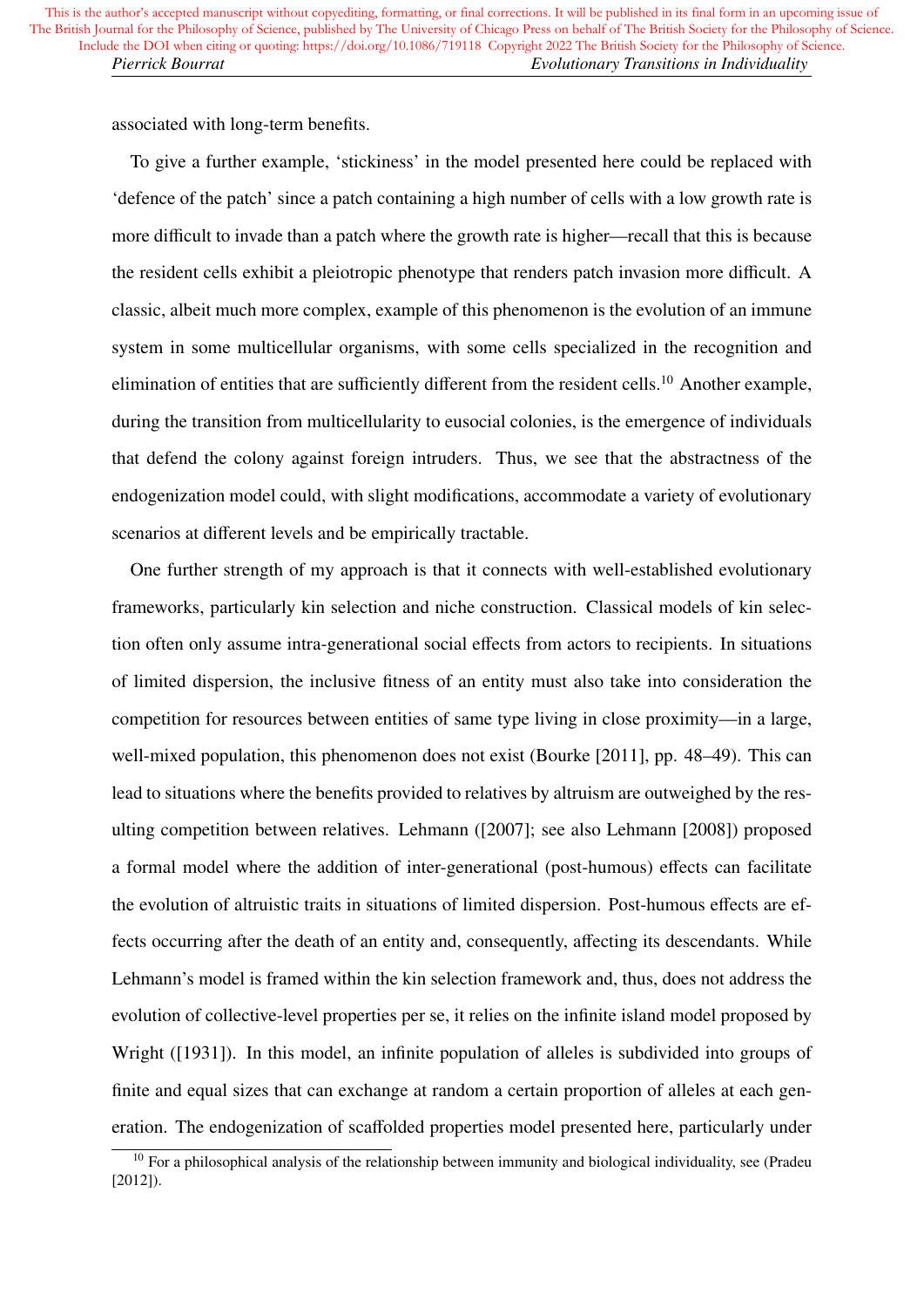associated with long-term benefits.

To give a further example, 'stickiness' in the model presented here could be replaced with 'defence of the patch' since a patch containing a high number of cells with a low growth rate is more difficult to invade than a patch where the growth rate is higher—recall that this is because the resident cells exhibit a pleiotropic phenotype that renders patch invasion more difficult. A classic, albeit much more complex, example of this phenomenon is the evolution of an immune system in some multicellular organisms, with some cells specialized in the recognition and elimination of entities that are sufficiently different from the resident cells.[10] Another example, during the transition from multicellularity to eusocial colonies, is the emergence of individuals that defend the colony against foreign intruders. Thus, we see that the abstractness of the endogenization model could, with slight modifications, accommodate a variety of evolutionary scenarios at different levels and be empirically tractable.

One further strength of my approach is that it connects with well-established evolutionary frameworks, particularly kin selection and niche construction. Classical models of kin selection often only assume intra-generational social effects from actors to recipients. In situations of limited dispersion, the inclusive fitness of an entity must also take into consideration the competition for resources between entities of same type living in close proximity—in a large, well-mixed population, this phenomenon does not exist (Bourke [2011], pp. 48–49). This can lead to situations where the benefits provided to relatives by altruism are outweighed by the resulting competition between relatives. Lehmann ([2007]; see also Lehmann [2008]) proposed a formal model where the addition of inter-generational (post-humous) effects can facilitate the evolution of altruistic traits in situations of limited dispersion. Post-humous effects are effects occurring after the death of an entity and, consequently, affecting its descendants. While Lehmann's model is framed within the kin selection framework and, thus, does not address the evolution of collective-level properties per se, it relies on the infinite island model proposed by Wright ([1931]). In this model, an infinite population of alleles is subdivided into groups of finite and equal sizes that can exchange at random a certain proportion of alleles at each generation. The endogenization of scaffolded properties model presented here, particularly under

[10] For a philosophical analysis of the relationship between immunity and biological individuality, see (Pradeu [2012]).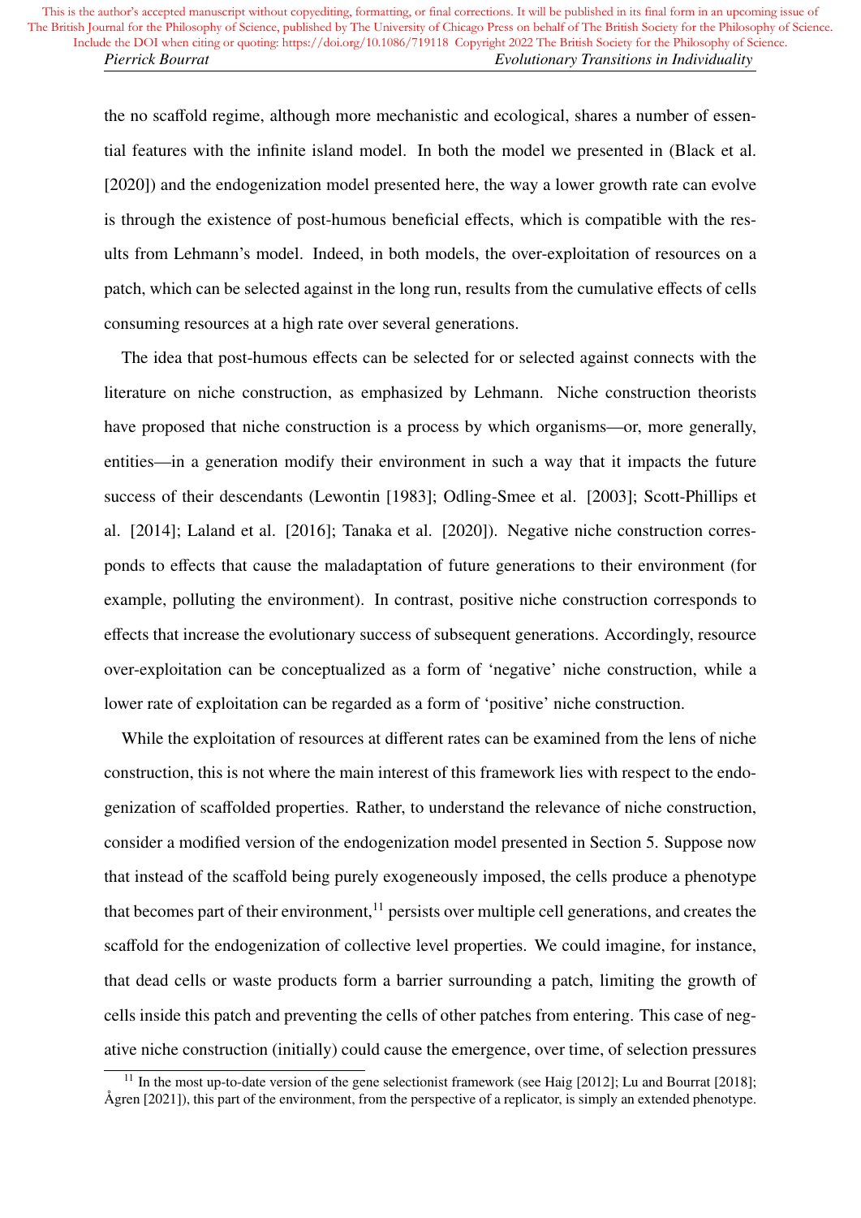the no scaffold regime, although more mechanistic and ecological, shares a number of essential features with the infinite island model. In both the model we presented in (Black et al. [2020]) and the endogenization model presented here, the way a lower growth rate can evolve is through the existence of post-humous beneficial effects, which is compatible with the results from Lehmann's model. Indeed, in both models, the over-exploitation of resources on a patch, which can be selected against in the long run, results from the cumulative effects of cells consuming resources at a high rate over several generations.

The idea that post-humous effects can be selected for or selected against connects with the literature on niche construction, as emphasized by Lehmann. Niche construction theorists have proposed that niche construction is a process by which organisms—or, more generally, entities—in a generation modify their environment in such a way that it impacts the future success of their descendants (Lewontin [1983]; Odling-Smee et al. [2003]; Scott-Phillips et al. [2014]; Laland et al. [2016]; Tanaka et al. [2020]). Negative niche construction corresponds to effects that cause the maladaptation of future generations to their environment (for example, polluting the environment). In contrast, positive niche construction corresponds to effects that increase the evolutionary success of subsequent generations. Accordingly, resource over-exploitation can be conceptualized as a form of 'negative' niche construction, while a lower rate of exploitation can be regarded as a form of 'positive' niche construction.

While the exploitation of resources at different rates can be examined from the lens of niche construction, this is not where the main interest of this framework lies with respect to the endogenization of scaffolded properties. Rather, to understand the relevance of niche construction, consider a modified version of the endogenization model presented in Section 5. Suppose now that instead of the scaffold being purely exogeneously imposed, the cells produce a phenotype that becomes part of their environment,[11] persists over multiple cell generations, and creates the scaffold for the endogenization of collective level properties. We could imagine, for instance, that dead cells or waste products form a barrier surrounding a patch, limiting the growth of cells inside this patch and preventing the cells of other patches from entering. This case of negative niche construction (initially) could cause the emergence, over time, of selection pressures

[11] In the most up-to-date version of the gene selectionist framework (see Haig [2012]; Lu and Bourrat [2018]; Ågren [2021]), this part of the environment, from the perspective of a replicator, is simply an extended phenotype.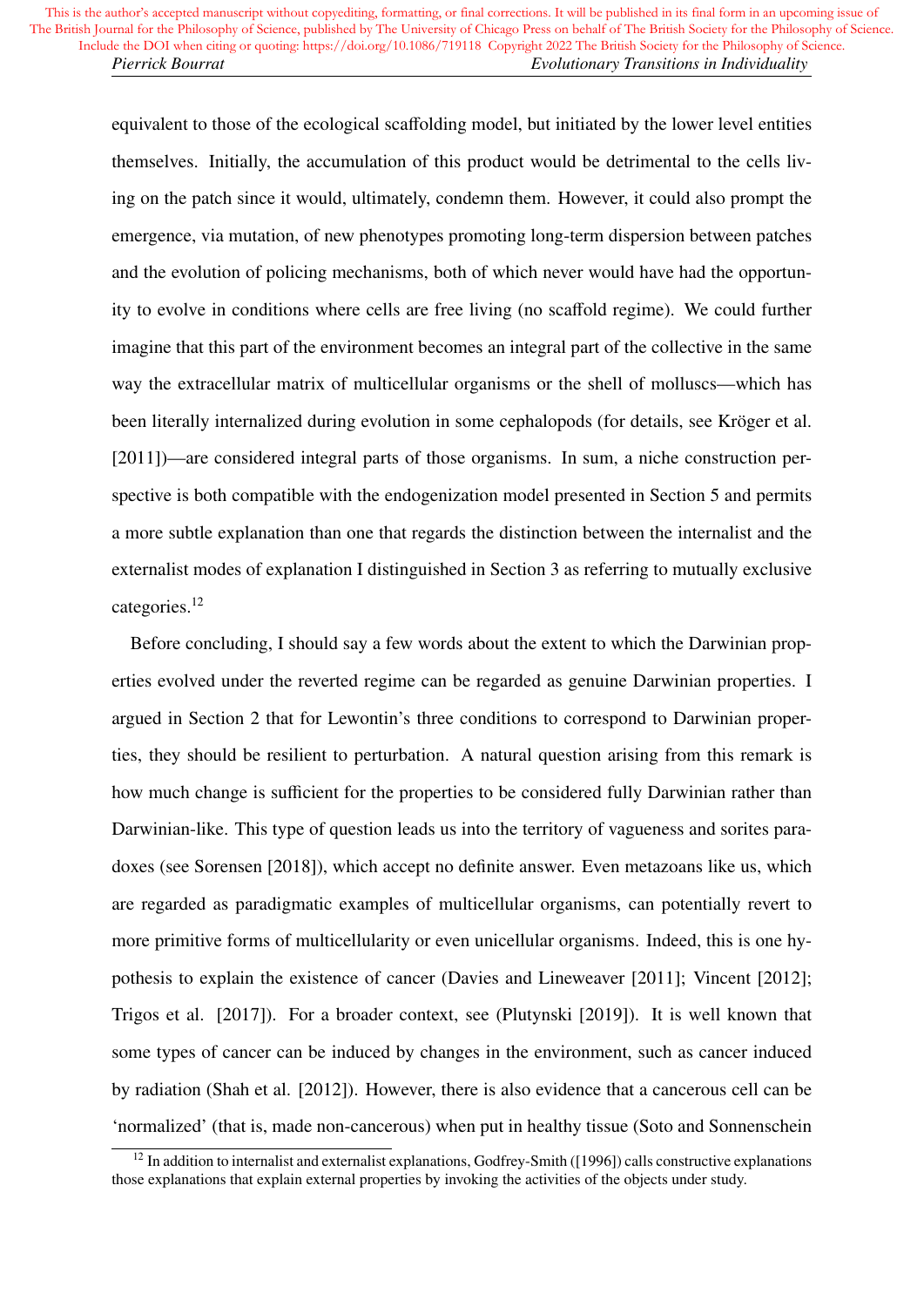equivalent to those of the ecological scaffolding model, but initiated by the lower level entities themselves. Initially, the accumulation of this product would be detrimental to the cells living on the patch since it would, ultimately, condemn them. However, it could also prompt the emergence, via mutation, of new phenotypes promoting long-term dispersion between patches and the evolution of policing mechanisms, both of which never would have had the opportunity to evolve in conditions where cells are free living (no scaffold regime). We could further imagine that this part of the environment becomes an integral part of the collective in the same way the extracellular matrix of multicellular organisms or the shell of molluscs—which has been literally internalized during evolution in some cephalopods (for details, see Kröger et al. [2011])—are considered integral parts of those organisms. In sum, a niche construction perspective is both compatible with the endogenization model presented in Section 5 and permits a more subtle explanation than one that regards the distinction between the internalist and the externalist modes of explanation I distinguished in Section 3 as referring to mutually exclusive categories.[12]

Before concluding, I should say a few words about the extent to which the Darwinian properties evolved under the reverted regime can be regarded as genuine Darwinian properties. I argued in Section 2 that for Lewontin's three conditions to correspond to Darwinian properties, they should be resilient to perturbation. A natural question arising from this remark is how much change is sufficient for the properties to be considered fully Darwinian rather than Darwinian-like. This type of question leads us into the territory of vagueness and sorites paradoxes (see Sorensen [2018]), which accept no definite answer. Even metazoans like us, which are regarded as paradigmatic examples of multicellular organisms, can potentially revert to more primitive forms of multicellularity or even unicellular organisms. Indeed, this is one hypothesis to explain the existence of cancer (Davies and Lineweaver [2011]; Vincent [2012]; Trigos et al. [2017]). For a broader context, see (Plutynski [2019]). It is well known that some types of cancer can be induced by changes in the environment, such as cancer induced by radiation (Shah et al. [2012]). However, there is also evidence that a cancerous cell can be 'normalized' (that is, made non-cancerous) when put in healthy tissue (Soto and Sonnenschein

[12] In addition to internalist and externalist explanations, Godfrey-Smith ([1996]) calls constructive explanations those explanations that explain external properties by invoking the activities of the objects under study.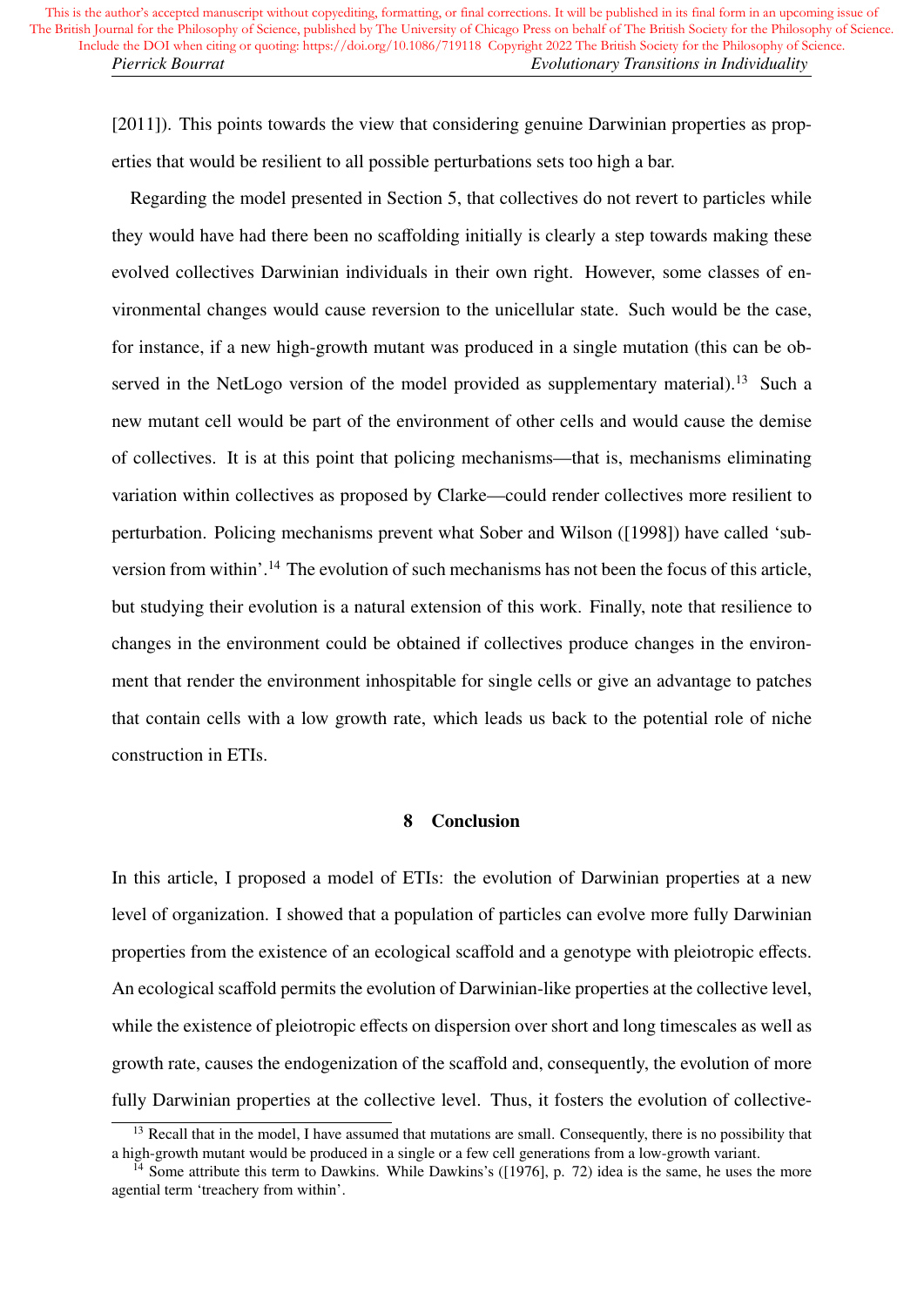[2011]). This points towards the view that considering genuine Darwinian properties as properties that would be resilient to all possible perturbations sets too high a bar.

Regarding the model presented in Section 5, that collectives do not revert to particles while they would have had there been no scaffolding initially is clearly a step towards making these evolved collectives Darwinian individuals in their own right. However, some classes of environmental changes would cause reversion to the unicellular state. Such would be the case, for instance, if a new high-growth mutant was produced in a single mutation (this can be observed in the NetLogo version of the model provided as supplementary material).[13] Such a new mutant cell would be part of the environment of other cells and would cause the demise of collectives. It is at this point that policing mechanisms—that is, mechanisms eliminating variation within collectives as proposed by Clarke—could render collectives more resilient to perturbation. Policing mechanisms prevent what Sober and Wilson ([1998]) have called 'subversion from within'.[14] The evolution of such mechanisms has not been the focus of this article, but studying their evolution is a natural extension of this work. Finally, note that resilience to changes in the environment could be obtained if collectives produce changes in the environment that render the environment inhospitable for single cells or give an advantage to patches that contain cells with a low growth rate, which leads us back to the potential role of niche construction in ETIs.

## 8 Conclusion

In this article, I proposed a model of ETIs: the evolution of Darwinian properties at a new level of organization. I showed that a population of particles can evolve more fully Darwinian properties from the existence of an ecological scaffold and a genotype with pleiotropic effects. An ecological scaffold permits the evolution of Darwinian-like properties at the collective level, while the existence of pleiotropic effects on dispersion over short and long timescales as well as growth rate, causes the endogenization of the scaffold and, consequently, the evolution of more fully Darwinian properties at the collective level. Thus, it fosters the evolution of collective-

[13] Recall that in the model, I have assumed that mutations are small. Consequently, there is no possibility that a high-growth mutant would be produced in a single or a few cell generations from a low-growth variant.

[14] Some attribute this term to Dawkins. While Dawkins's ([1976], p. 72) idea is the same, he uses the more agential term 'treachery from within'.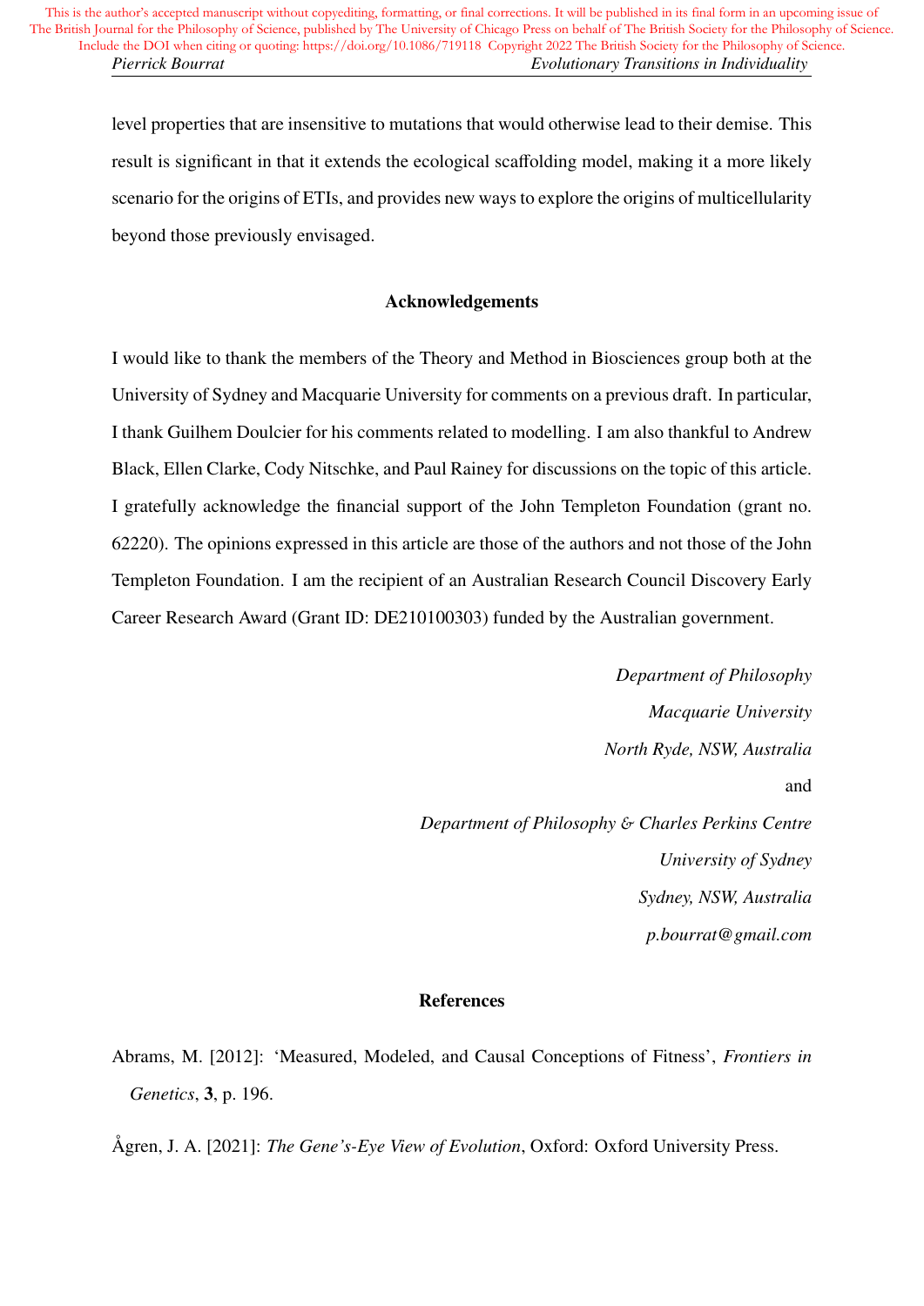level properties that are insensitive to mutations that would otherwise lead to their demise. This result is significant in that it extends the ecological scaffolding model, making it a more likely scenario for the origins of ETIs, and provides new ways to explore the origins of multicellularity beyond those previously envisaged.

## Acknowledgements

I would like to thank the members of the Theory and Method in Biosciences group both at the University of Sydney and Macquarie University for comments on a previous draft. In particular, I thank Guilhem Doulcier for his comments related to modelling. I am also thankful to Andrew Black, Ellen Clarke, Cody Nitschke, and Paul Rainey for discussions on the topic of this article. I gratefully acknowledge the financial support of the John Templeton Foundation (grant no. 62220). The opinions expressed in this article are those of the authors and not those of the John Templeton Foundation. I am the recipient of an Australian Research Council Discovery Early Career Research Award (Grant ID: DE210100303) funded by the Australian government.

*Department of Philosophy*
*Macquarie University*
*North Ryde, NSW, Australia*
and
*Department of Philosophy & Charles Perkins Centre*
*University of Sydney*
*Sydney, NSW, Australia*
*p.bourrat@gmail.com*

## References

Abrams, M. [2012]: 'Measured, Modeled, and Causal Conceptions of Fitness', *Frontiers in Genetics*, **3**, p. 196.

Ågren, J. A. [2021]: *The Gene's-Eye View of Evolution*, Oxford: Oxford University Press.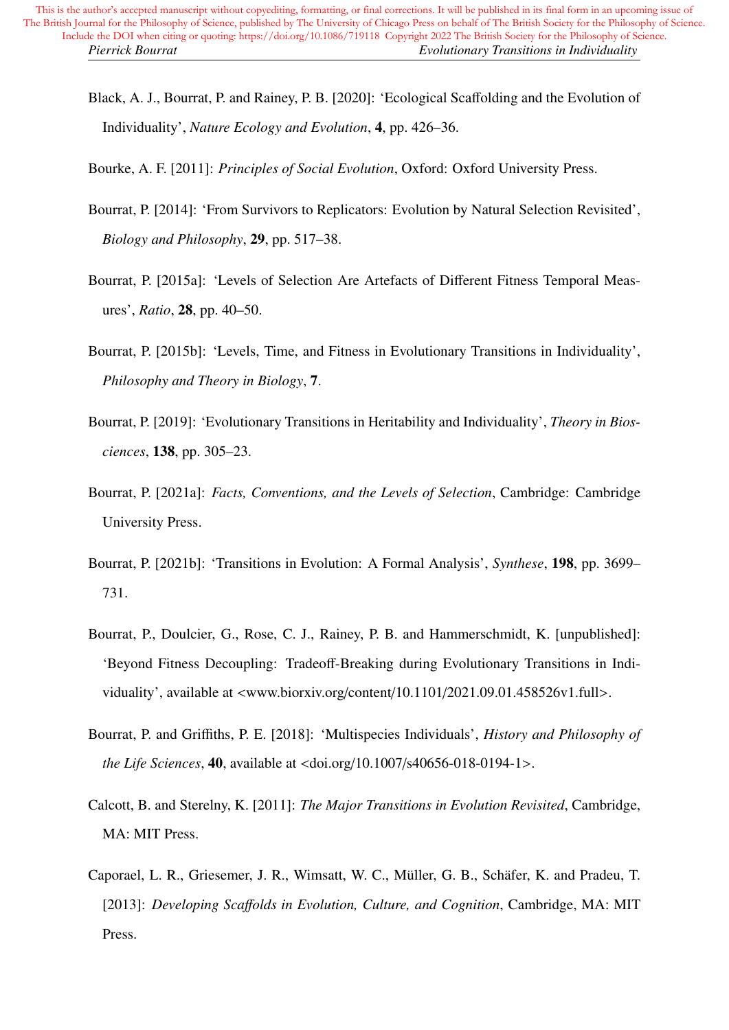Black, A. J., Bourrat, P. and Rainey, P. B. [2020]: 'Ecological Scaffolding and the Evolution of Individuality', *Nature Ecology and Evolution*, **4**, pp. 426–36.

Bourke, A. F. [2011]: *Principles of Social Evolution*, Oxford: Oxford University Press.

Bourrat, P. [2014]: 'From Survivors to Replicators: Evolution by Natural Selection Revisited', *Biology and Philosophy*, **29**, pp. 517–38.

Bourrat, P. [2015a]: 'Levels of Selection Are Artefacts of Different Fitness Temporal Measures', *Ratio*, **28**, pp. 40–50.

Bourrat, P. [2015b]: 'Levels, Time, and Fitness in Evolutionary Transitions in Individuality', *Philosophy and Theory in Biology*, **7**.

Bourrat, P. [2019]: 'Evolutionary Transitions in Heritability and Individuality', *Theory in Biosciences*, **138**, pp. 305–23.

Bourrat, P. [2021a]: *Facts, Conventions, and the Levels of Selection*, Cambridge: Cambridge University Press.

Bourrat, P. [2021b]: 'Transitions in Evolution: A Formal Analysis', *Synthese*, **198**, pp. 3699–731.

Bourrat, P., Doulcier, G., Rose, C. J., Rainey, P. B. and Hammerschmidt, K. [unpublished]: 'Beyond Fitness Decoupling: Tradeoff-Breaking during Evolutionary Transitions in Individuality', available at <www.biorxiv.org/content/10.1101/2021.09.01.458526v1.full>.

Bourrat, P. and Griffiths, P. E. [2018]: 'Multispecies Individuals', *History and Philosophy of the Life Sciences*, **40**, available at <doi.org/10.1007/s40656-018-0194-1>.

Calcott, B. and Sterelny, K. [2011]: *The Major Transitions in Evolution Revisited*, Cambridge, MA: MIT Press.

Caporael, L. R., Griesemer, J. R., Wimsatt, W. C., Müller, G. B., Schäfer, K. and Pradeu, T. [2013]: *Developing Scaffolds in Evolution, Culture, and Cognition*, Cambridge, MA: MIT Press.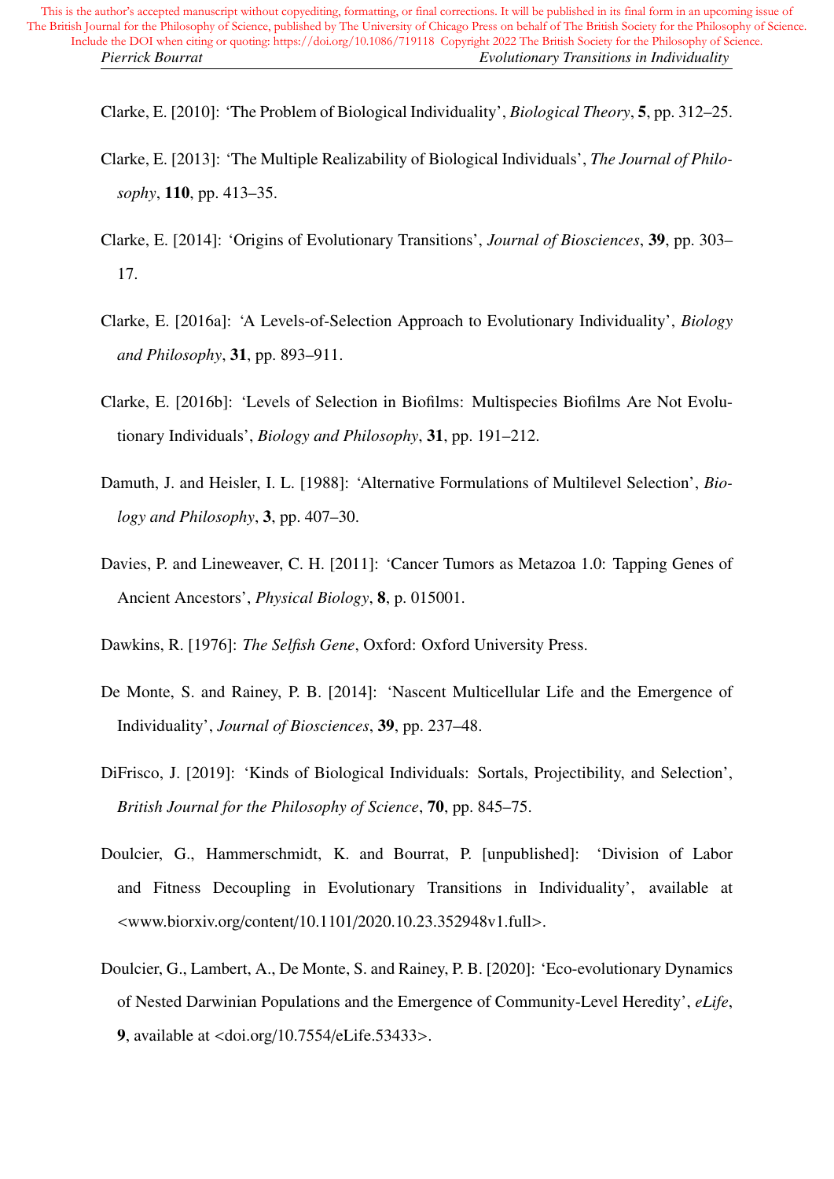Clarke, E. [2010]: 'The Problem of Biological Individuality', *Biological Theory*, **5**, pp. 312–25.

Clarke, E. [2013]: 'The Multiple Realizability of Biological Individuals', *The Journal of Philosophy*, **110**, pp. 413–35.

Clarke, E. [2014]: 'Origins of Evolutionary Transitions', *Journal of Biosciences*, **39**, pp. 303–17.

Clarke, E. [2016a]: 'A Levels-of-Selection Approach to Evolutionary Individuality', *Biology and Philosophy*, **31**, pp. 893–911.

Clarke, E. [2016b]: 'Levels of Selection in Biofilms: Multispecies Biofilms Are Not Evolutionary Individuals', *Biology and Philosophy*, **31**, pp. 191–212.

Damuth, J. and Heisler, I. L. [1988]: 'Alternative Formulations of Multilevel Selection', *Biology and Philosophy*, **3**, pp. 407–30.

Davies, P. and Lineweaver, C. H. [2011]: 'Cancer Tumors as Metazoa 1.0: Tapping Genes of Ancient Ancestors', *Physical Biology*, **8**, p. 015001.

Dawkins, R. [1976]: *The Selfish Gene*, Oxford: Oxford University Press.

De Monte, S. and Rainey, P. B. [2014]: 'Nascent Multicellular Life and the Emergence of Individuality', *Journal of Biosciences*, **39**, pp. 237–48.

DiFrisco, J. [2019]: 'Kinds of Biological Individuals: Sortals, Projectibility, and Selection', *British Journal for the Philosophy of Science*, **70**, pp. 845–75.

Doulcier, G., Hammerschmidt, K. and Bourrat, P. [unpublished]: 'Division of Labor and Fitness Decoupling in Evolutionary Transitions in Individuality', available at <www.biorxiv.org/content/10.1101/2020.10.23.352948v1.full>.

Doulcier, G., Lambert, A., De Monte, S. and Rainey, P. B. [2020]: 'Eco-evolutionary Dynamics of Nested Darwinian Populations and the Emergence of Community-Level Heredity', *eLife*, **9**, available at <doi.org/10.7554/eLife.53433>.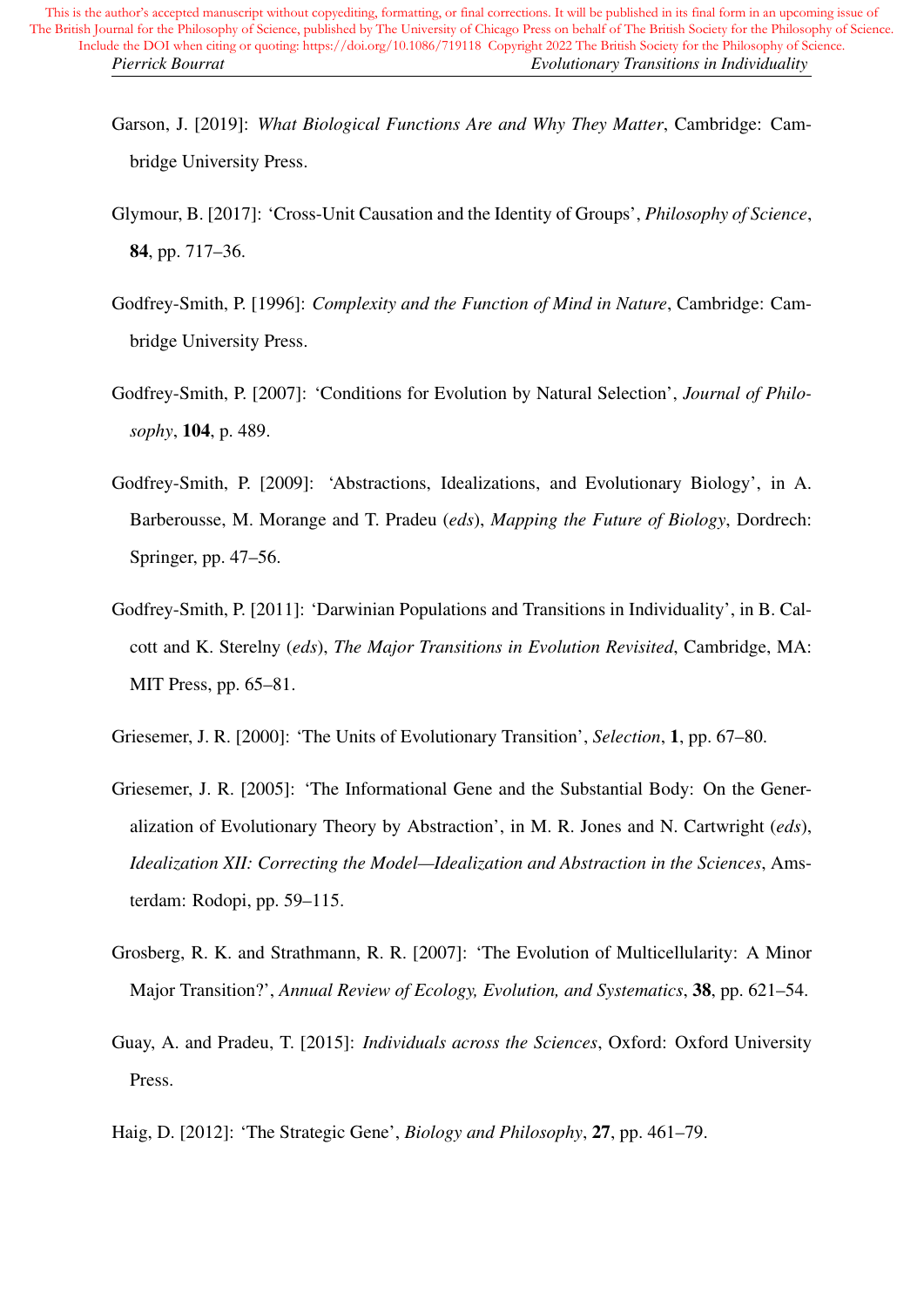Garson, J. [2019]: *What Biological Functions Are and Why They Matter*, Cambridge: Cambridge University Press.

Glymour, B. [2017]: 'Cross-Unit Causation and the Identity of Groups', *Philosophy of Science*, **84**, pp. 717–36.

Godfrey-Smith, P. [1996]: *Complexity and the Function of Mind in Nature*, Cambridge: Cambridge University Press.

Godfrey-Smith, P. [2007]: 'Conditions for Evolution by Natural Selection', *Journal of Philosophy*, **104**, p. 489.

Godfrey-Smith, P. [2009]: 'Abstractions, Idealizations, and Evolutionary Biology', in A. Barberousse, M. Morange and T. Pradeu (*eds*), *Mapping the Future of Biology*, Dordrech: Springer, pp. 47–56.

Godfrey-Smith, P. [2011]: 'Darwinian Populations and Transitions in Individuality', in B. Calcott and K. Sterelny (*eds*), *The Major Transitions in Evolution Revisited*, Cambridge, MA: MIT Press, pp. 65–81.

Griesemer, J. R. [2000]: 'The Units of Evolutionary Transition', *Selection*, **1**, pp. 67–80.

Griesemer, J. R. [2005]: 'The Informational Gene and the Substantial Body: On the Generalization of Evolutionary Theory by Abstraction', in M. R. Jones and N. Cartwright (*eds*), *Idealization XII: Correcting the Model—Idealization and Abstraction in the Sciences*, Amsterdam: Rodopi, pp. 59–115.

Grosberg, R. K. and Strathmann, R. R. [2007]: 'The Evolution of Multicellularity: A Minor Major Transition?', *Annual Review of Ecology, Evolution, and Systematics*, **38**, pp. 621–54.

Guay, A. and Pradeu, T. [2015]: *Individuals across the Sciences*, Oxford: Oxford University Press.

Haig, D. [2012]: 'The Strategic Gene', *Biology and Philosophy*, **27**, pp. 461–79.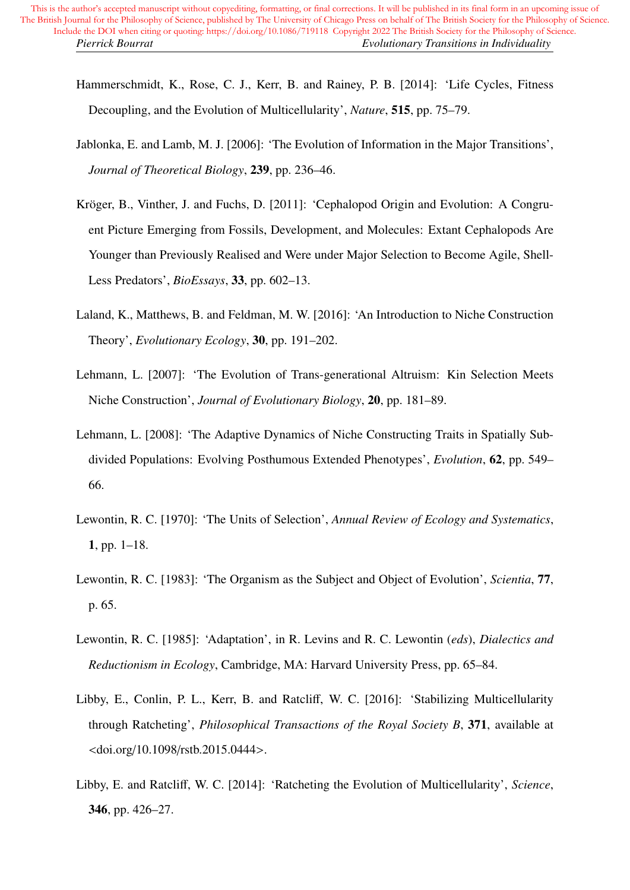Hammerschmidt, K., Rose, C. J., Kerr, B. and Rainey, P. B. [2014]: 'Life Cycles, Fitness Decoupling, and the Evolution of Multicellularity', *Nature*, **515**, pp. 75–79.

Jablonka, E. and Lamb, M. J. [2006]: 'The Evolution of Information in the Major Transitions', *Journal of Theoretical Biology*, **239**, pp. 236–46.

Kröger, B., Vinther, J. and Fuchs, D. [2011]: 'Cephalopod Origin and Evolution: A Congruent Picture Emerging from Fossils, Development, and Molecules: Extant Cephalopods Are Younger than Previously Realised and Were under Major Selection to Become Agile, Shell-Less Predators', *BioEssays*, **33**, pp. 602–13.

Laland, K., Matthews, B. and Feldman, M. W. [2016]: 'An Introduction to Niche Construction Theory', *Evolutionary Ecology*, **30**, pp. 191–202.

Lehmann, L. [2007]: 'The Evolution of Trans-generational Altruism: Kin Selection Meets Niche Construction', *Journal of Evolutionary Biology*, **20**, pp. 181–89.

Lehmann, L. [2008]: 'The Adaptive Dynamics of Niche Constructing Traits in Spatially Subdivided Populations: Evolving Posthumous Extended Phenotypes', *Evolution*, **62**, pp. 549–66.

Lewontin, R. C. [1970]: 'The Units of Selection', *Annual Review of Ecology and Systematics*, **1**, pp. 1–18.

Lewontin, R. C. [1983]: 'The Organism as the Subject and Object of Evolution', *Scientia*, **77**, p. 65.

Lewontin, R. C. [1985]: 'Adaptation', in R. Levins and R. C. Lewontin (*eds*), *Dialectics and Reductionism in Ecology*, Cambridge, MA: Harvard University Press, pp. 65–84.

Libby, E., Conlin, P. L., Kerr, B. and Ratcliff, W. C. [2016]: 'Stabilizing Multicellularity through Ratcheting', *Philosophical Transactions of the Royal Society B*, **371**, available at <doi.org/10.1098/rstb.2015.0444>.

Libby, E. and Ratcliff, W. C. [2014]: 'Ratcheting the Evolution of Multicellularity', *Science*, **346**, pp. 426–27.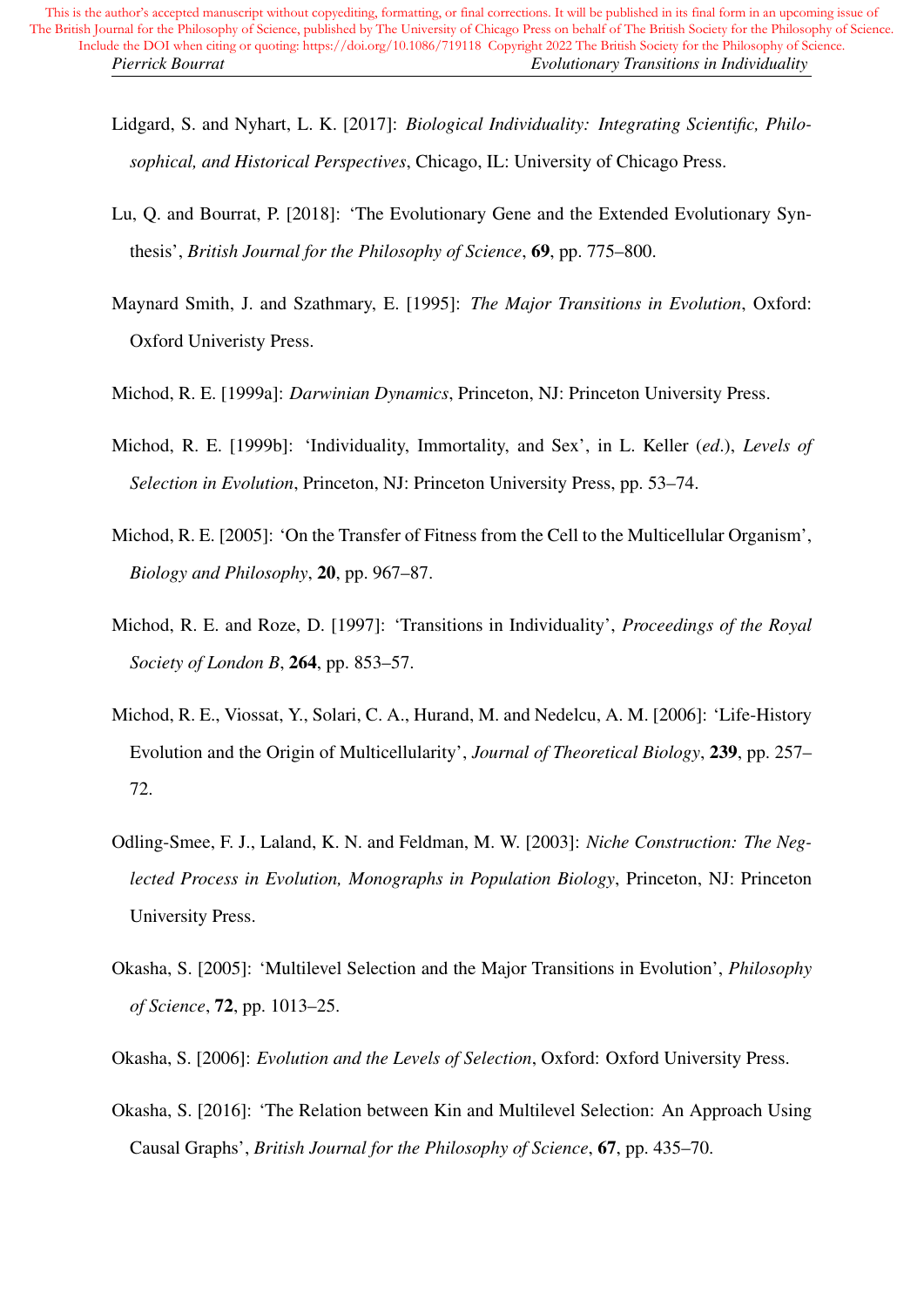Lidgard, S. and Nyhart, L. K. [2017]: *Biological Individuality: Integrating Scientific, Philosophical, and Historical Perspectives*, Chicago, IL: University of Chicago Press.

Lu, Q. and Bourrat, P. [2018]: 'The Evolutionary Gene and the Extended Evolutionary Synthesis', *British Journal for the Philosophy of Science*, **69**, pp. 775–800.

Maynard Smith, J. and Szathmary, E. [1995]: *The Major Transitions in Evolution*, Oxford: Oxford Univeristy Press.

Michod, R. E. [1999a]: *Darwinian Dynamics*, Princeton, NJ: Princeton University Press.

Michod, R. E. [1999b]: 'Individuality, Immortality, and Sex', in L. Keller (*ed.*), *Levels of Selection in Evolution*, Princeton, NJ: Princeton University Press, pp. 53–74.

Michod, R. E. [2005]: 'On the Transfer of Fitness from the Cell to the Multicellular Organism', *Biology and Philosophy*, **20**, pp. 967–87.

Michod, R. E. and Roze, D. [1997]: 'Transitions in Individuality', *Proceedings of the Royal Society of London B*, **264**, pp. 853–57.

Michod, R. E., Viossat, Y., Solari, C. A., Hurand, M. and Nedelcu, A. M. [2006]: 'Life-History Evolution and the Origin of Multicellularity', *Journal of Theoretical Biology*, **239**, pp. 257–72.

Odling-Smee, F. J., Laland, K. N. and Feldman, M. W. [2003]: *Niche Construction: The Neglected Process in Evolution, Monographs in Population Biology*, Princeton, NJ: Princeton University Press.

Okasha, S. [2005]: 'Multilevel Selection and the Major Transitions in Evolution', *Philosophy of Science*, **72**, pp. 1013–25.

Okasha, S. [2006]: *Evolution and the Levels of Selection*, Oxford: Oxford University Press.

Okasha, S. [2016]: 'The Relation between Kin and Multilevel Selection: An Approach Using Causal Graphs', *British Journal for the Philosophy of Science*, **67**, pp. 435–70.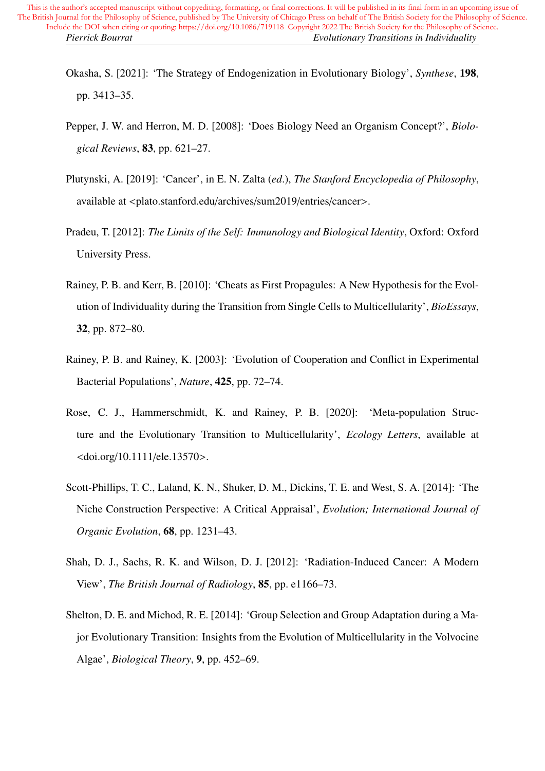Okasha, S. [2021]: 'The Strategy of Endogenization in Evolutionary Biology', *Synthese*, **198**, pp. 3413–35.

Pepper, J. W. and Herron, M. D. [2008]: 'Does Biology Need an Organism Concept?', *Biological Reviews*, **83**, pp. 621–27.

Plutynski, A. [2019]: 'Cancer', in E. N. Zalta (*ed.*), *The Stanford Encyclopedia of Philosophy*, available at <plato.stanford.edu/archives/sum2019/entries/cancer>.

Pradeu, T. [2012]: *The Limits of the Self: Immunology and Biological Identity*, Oxford: Oxford University Press.

Rainey, P. B. and Kerr, B. [2010]: 'Cheats as First Propagules: A New Hypothesis for the Evolution of Individuality during the Transition from Single Cells to Multicellularity', *BioEssays*, **32**, pp. 872–80.

Rainey, P. B. and Rainey, K. [2003]: 'Evolution of Cooperation and Conflict in Experimental Bacterial Populations', *Nature*, **425**, pp. 72–74.

Rose, C. J., Hammerschmidt, K. and Rainey, P. B. [2020]: 'Meta-population Structure and the Evolutionary Transition to Multicellularity', *Ecology Letters*, available at <doi.org/10.1111/ele.13570>.

Scott-Phillips, T. C., Laland, K. N., Shuker, D. M., Dickins, T. E. and West, S. A. [2014]: 'The Niche Construction Perspective: A Critical Appraisal', *Evolution; International Journal of Organic Evolution*, **68**, pp. 1231–43.

Shah, D. J., Sachs, R. K. and Wilson, D. J. [2012]: 'Radiation-Induced Cancer: A Modern View', *The British Journal of Radiology*, **85**, pp. e1166–73.

Shelton, D. E. and Michod, R. E. [2014]: 'Group Selection and Group Adaptation during a Major Evolutionary Transition: Insights from the Evolution of Multicellularity in the Volvocine Algae', *Biological Theory*, **9**, pp. 452–69.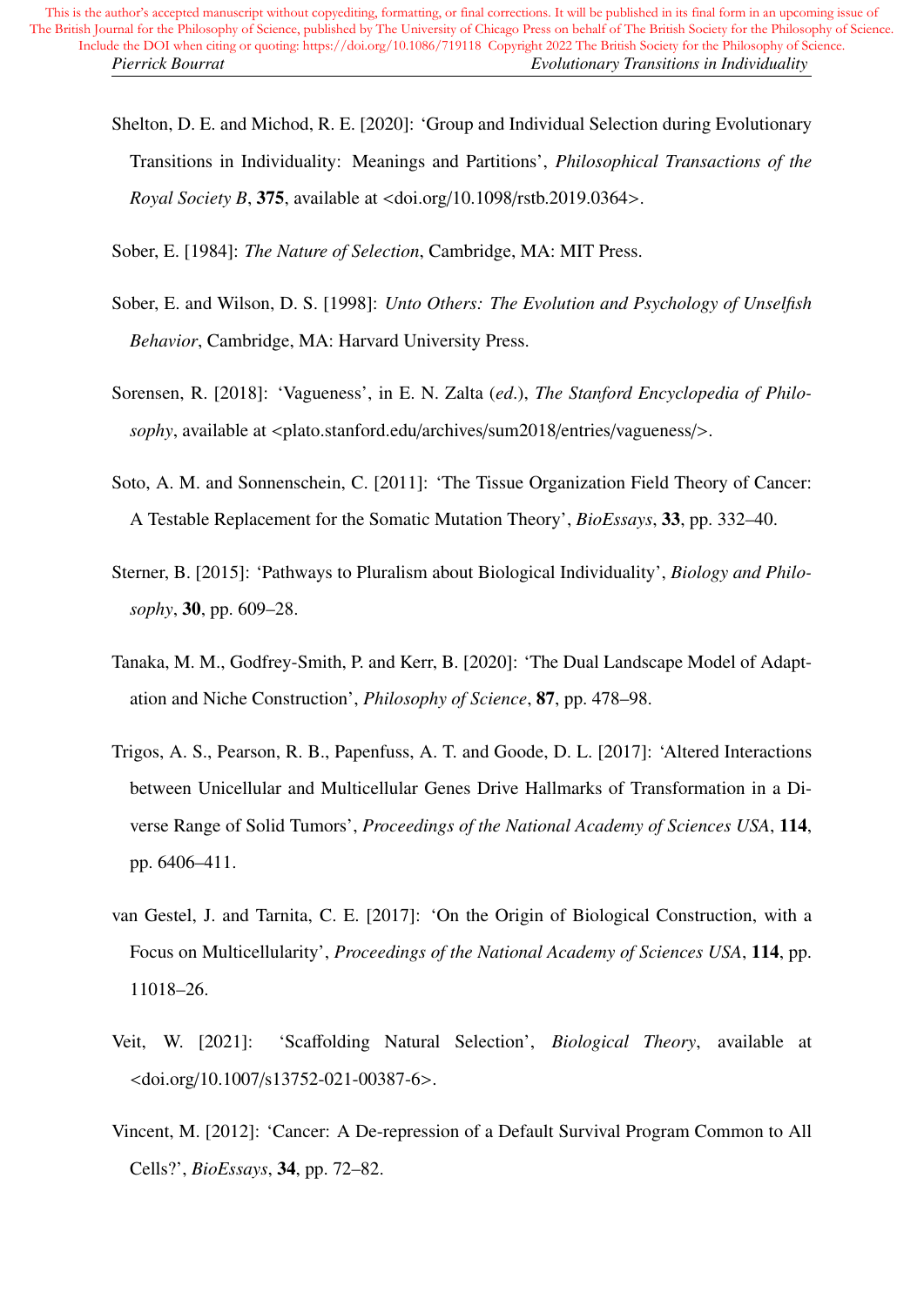Shelton, D. E. and Michod, R. E. [2020]: 'Group and Individual Selection during Evolutionary Transitions in Individuality: Meanings and Partitions', *Philosophical Transactions of the Royal Society B*, **375**, available at <doi.org/10.1098/rstb.2019.0364>.

Sober, E. [1984]: *The Nature of Selection*, Cambridge, MA: MIT Press.

Sober, E. and Wilson, D. S. [1998]: *Unto Others: The Evolution and Psychology of Unselfish Behavior*, Cambridge, MA: Harvard University Press.

Sorensen, R. [2018]: 'Vagueness', in E. N. Zalta (*ed.*), *The Stanford Encyclopedia of Philosophy*, available at <plato.stanford.edu/archives/sum2018/entries/vagueness/>.

Soto, A. M. and Sonnenschein, C. [2011]: 'The Tissue Organization Field Theory of Cancer: A Testable Replacement for the Somatic Mutation Theory', *BioEssays*, **33**, pp. 332–40.

Sterner, B. [2015]: 'Pathways to Pluralism about Biological Individuality', *Biology and Philosophy*, **30**, pp. 609–28.

Tanaka, M. M., Godfrey-Smith, P. and Kerr, B. [2020]: 'The Dual Landscape Model of Adaptation and Niche Construction', *Philosophy of Science*, **87**, pp. 478–98.

Trigos, A. S., Pearson, R. B., Papenfuss, A. T. and Goode, D. L. [2017]: 'Altered Interactions between Unicellular and Multicellular Genes Drive Hallmarks of Transformation in a Diverse Range of Solid Tumors', *Proceedings of the National Academy of Sciences USA*, **114**, pp. 6406–411.

van Gestel, J. and Tarnita, C. E. [2017]: 'On the Origin of Biological Construction, with a Focus on Multicellularity', *Proceedings of the National Academy of Sciences USA*, **114**, pp. 11018–26.

Veit, W. [2021]: 'Scaffolding Natural Selection', *Biological Theory*, available at <doi.org/10.1007/s13752-021-00387-6>.

Vincent, M. [2012]: 'Cancer: A De-repression of a Default Survival Program Common to All Cells?', *BioEssays*, **34**, pp. 72–82.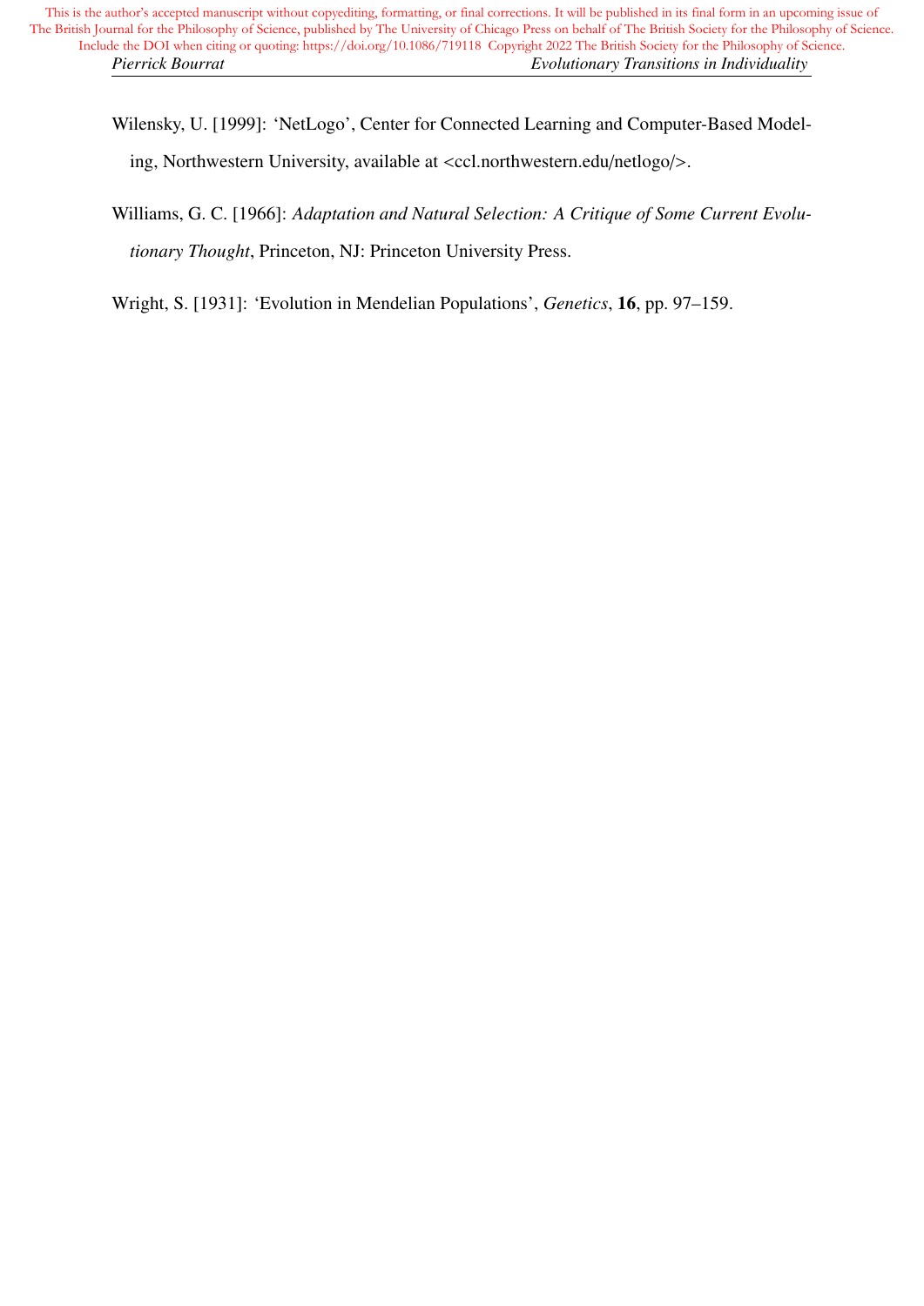Wilensky, U. [1999]: 'NetLogo', Center for Connected Learning and Computer-Based Modeling, Northwestern University, available at <ccl.northwestern.edu/netlogo/>.

Williams, G. C. [1966]: *Adaptation and Natural Selection: A Critique of Some Current Evolutionary Thought*, Princeton, NJ: Princeton University Press.

Wright, S. [1931]: 'Evolution in Mendelian Populations', *Genetics*, **16**, pp. 97–159.